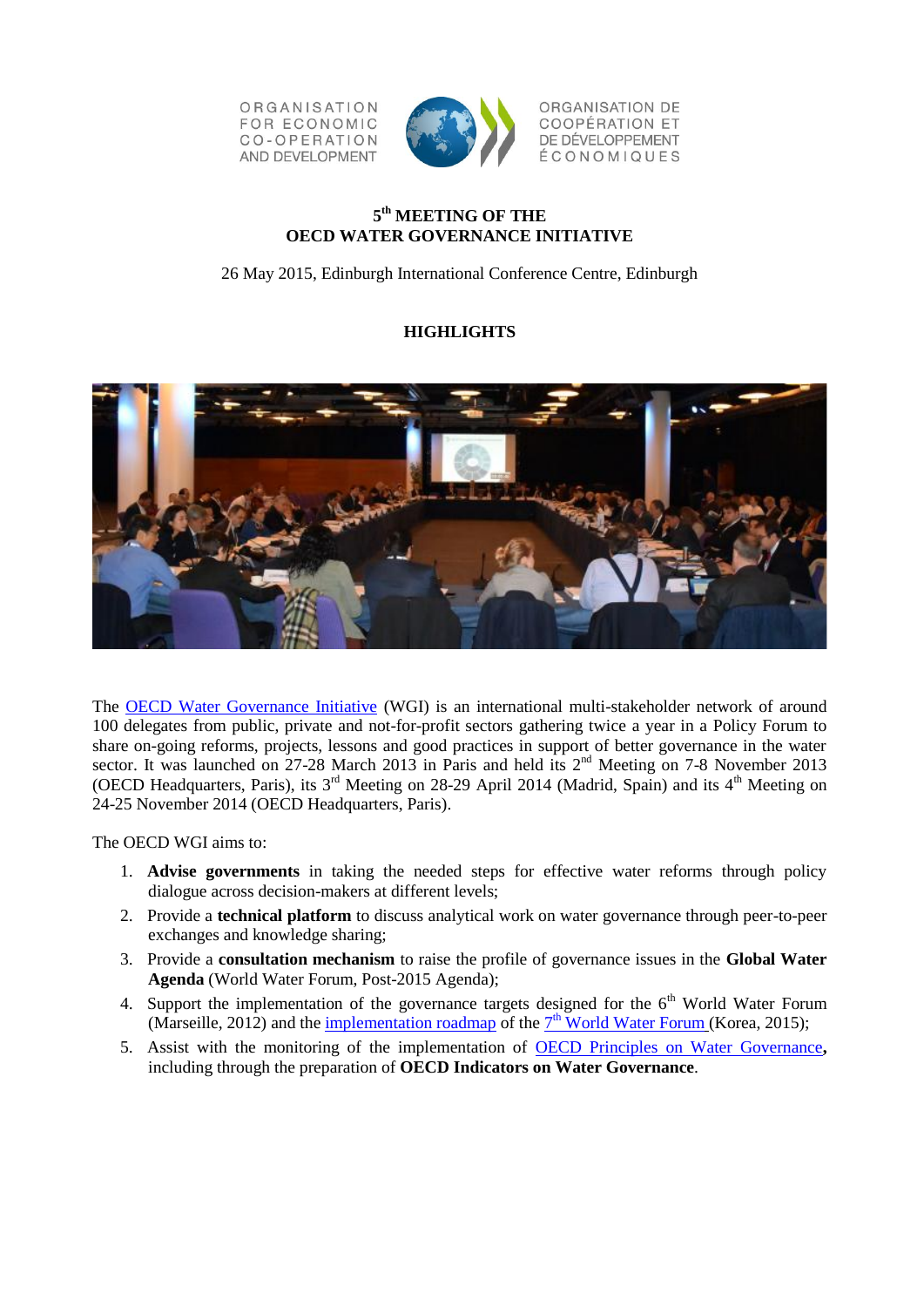ORGANISATION FOR ECONOMIC CO-OPERATION AND DEVELOPMENT

ORGANISATION DE COOPÉRATION ET DE DÉVELOPPEMENT ÉCONOMIQUES

# 5th MEETING OF THE OECD WATER GOVERNANCE INITIATIVE

26 May 2015, Edinburgh International Conference Centre, Edinburgh

## HIGHLIGHTS

The OECD Water Governance Initiative (WGI) is an international multi-stakeholder network of around 100 delegates from public, private and not-for-profit sectors gathering twice a year in a Policy Forum to share on-going reforms, projects, lessons and good practices in support of better governance in the water sector. It was launched on 27-28 March 2013 in Paris and held its 2nd Meeting on 7-8 November 2013 (OECD Headquarters, Paris), its 3rd Meeting on 28-29 April 2014 (Madrid, Spain) and its 4th Meeting on 24-25 November 2014 (OECD Headquarters, Paris).

The OECD WGI aims to:

1. **Advise governments** in taking the needed steps for effective water reforms through policy dialogue across decision-makers at different levels;
2. Provide a **technical platform** to discuss analytical work on water governance through peer-to-peer exchanges and knowledge sharing;
3. Provide a **consultation mechanism** to raise the profile of governance issues in the **Global Water Agenda** (World Water Forum, Post-2015 Agenda);
4. Support the implementation of the governance targets designed for the 6th World Water Forum (Marseille, 2012) and the implementation roadmap of the 7th World Water Forum (Korea, 2015);
5. Assist with the monitoring of the implementation of OECD Principles on Water Governance**,** including through the preparation of **OECD Indicators on Water Governance**.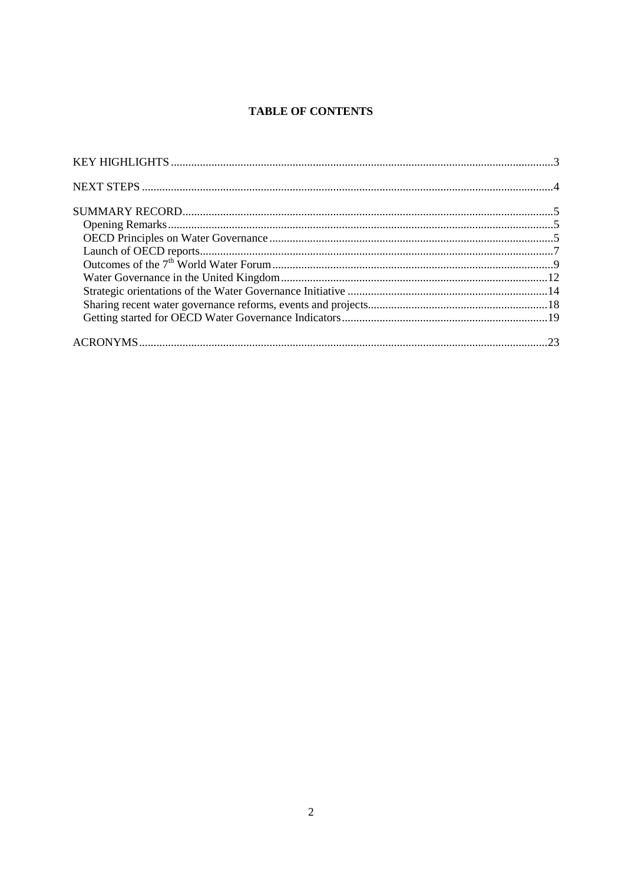**TABLE OF CONTENTS**

KEY HIGHLIGHTS ....................................................................................................................................3

NEXT STEPS .............................................................................................................................................4

SUMMARY RECORD................................................................................................................................5
- Opening Remarks....................................................................................................................................5
- OECD Principles on Water Governance .................................................................................................5
- Launch of OECD reports..........................................................................................................................7
- Outcomes of the 7th World Water Forum.................................................................................................9
- Water Governance in the United Kingdom............................................................................................12
- Strategic orientations of the Water Governance Initiative .....................................................................14
- Sharing recent water governance reforms, events and projects..............................................................18
- Getting started for OECD Water Governance Indicators.......................................................................19

ACRONYMS.............................................................................................................................................23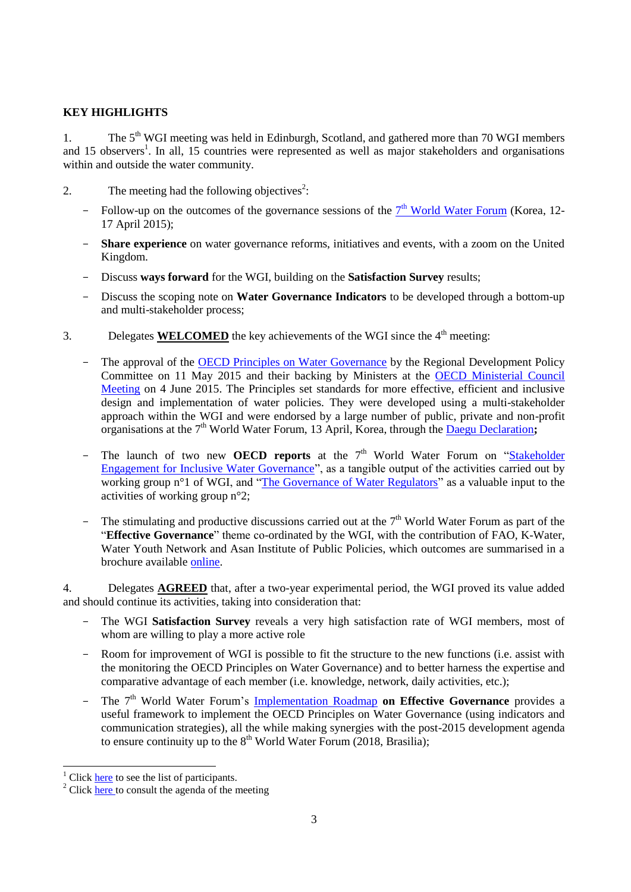**KEY HIGHLIGHTS**

1. The 5th WGI meeting was held in Edinburgh, Scotland, and gathered more than 70 WGI members and 15 observers[1]. In all, 15 countries were represented as well as major stakeholders and organisations within and outside the water community.

2. The meeting had the following objectives[2]:

   - Follow-up on the outcomes of the governance sessions of the 7th World Water Forum (Korea, 12-17 April 2015);
   - **Share experience** on water governance reforms, initiatives and events, with a zoom on the United Kingdom.
   - Discuss **ways forward** for the WGI, building on the **Satisfaction Survey** results;
   - Discuss the scoping note on **Water Governance Indicators** to be developed through a bottom-up and multi-stakeholder process;

3. Delegates **WELCOMED** the key achievements of the WGI since the 4th meeting:

   - The approval of the OECD Principles on Water Governance by the Regional Development Policy Committee on 11 May 2015 and their backing by Ministers at the OECD Ministerial Council Meeting on 4 June 2015. The Principles set standards for more effective, efficient and inclusive design and implementation of water policies. They were developed using a multi-stakeholder approach within the WGI and were endorsed by a large number of public, private and non-profit organisations at the 7th World Water Forum, 13 April, Korea, through the Daegu Declaration**;**
   - The launch of two new **OECD reports** at the 7th World Water Forum on "Stakeholder Engagement for Inclusive Water Governance", as a tangible output of the activities carried out by working group n°1 of WGI, and "The Governance of Water Regulators" as a valuable input to the activities of working group n°2;
   - The stimulating and productive discussions carried out at the 7th World Water Forum as part of the "**Effective Governance**" theme co-ordinated by the WGI, with the contribution of FAO, K-Water, Water Youth Network and Asan Institute of Public Policies, which outcomes are summarised in a brochure available online.

4. Delegates **AGREED** that, after a two-year experimental period, the WGI proved its value added and should continue its activities, taking into consideration that:

   - The WGI **Satisfaction Survey** reveals a very high satisfaction rate of WGI members, most of whom are willing to play a more active role
   - Room for improvement of WGI is possible to fit the structure to the new functions (i.e. assist with the monitoring the OECD Principles on Water Governance) and to better harness the expertise and comparative advantage of each member (i.e. knowledge, network, daily activities, etc.);
   - The 7th World Water Forum's Implementation Roadmap **on Effective Governance** provides a useful framework to implement the OECD Principles on Water Governance (using indicators and communication strategies), all the while making synergies with the post-2015 development agenda to ensure continuity up to the 8th World Water Forum (2018, Brasilia);

---

[1] Click here to see the list of participants.

[2] Click here to consult the agenda of the meeting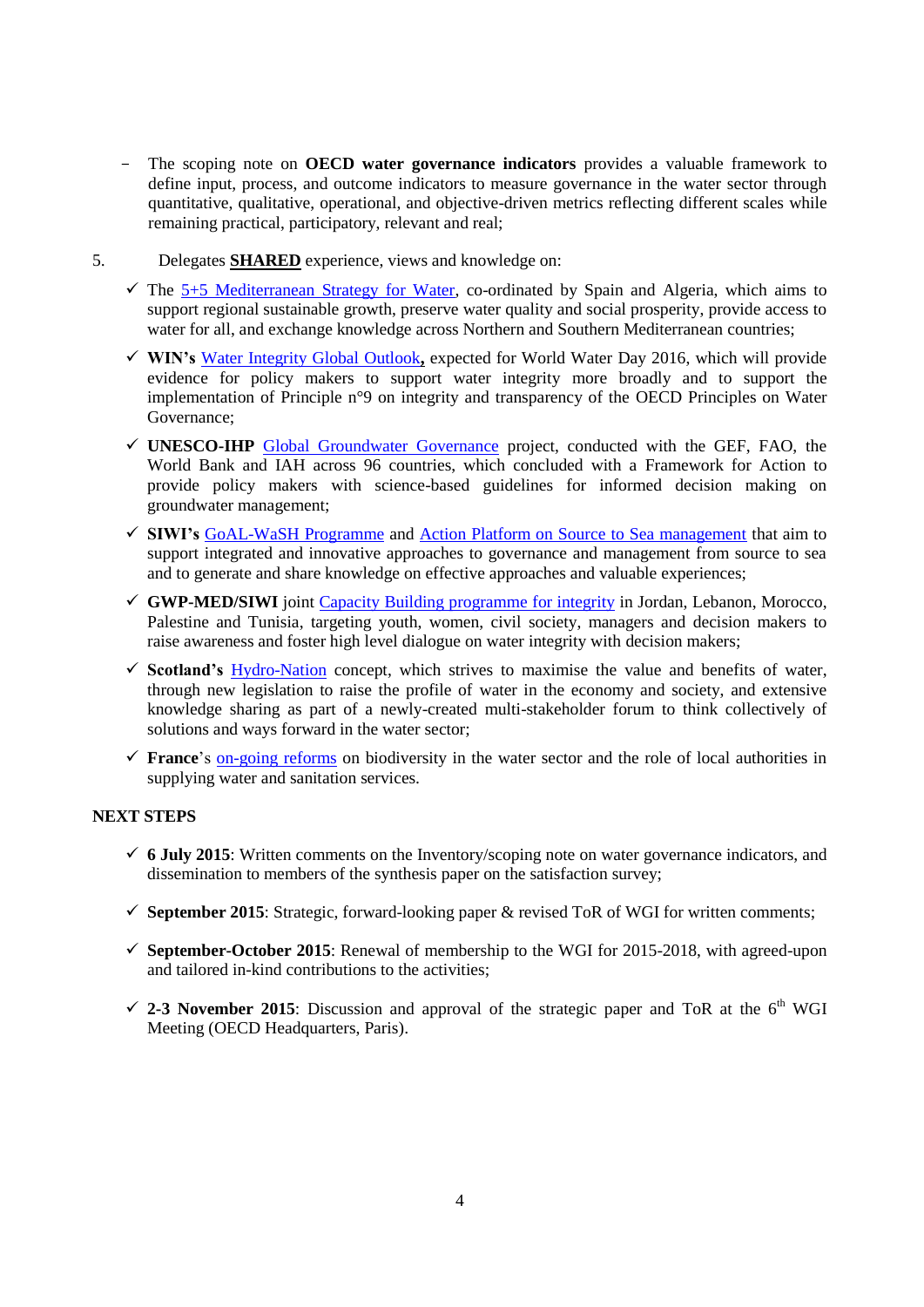- The scoping note on **OECD water governance indicators** provides a valuable framework to define input, process, and outcome indicators to measure governance in the water sector through quantitative, qualitative, operational, and objective-driven metrics reflecting different scales while remaining practical, participatory, relevant and real;

5. Delegates **SHARED** experience, views and knowledge on:

   - ✓ The 5+5 Mediterranean Strategy for Water, co-ordinated by Spain and Algeria, which aims to support regional sustainable growth, preserve water quality and social prosperity, provide access to water for all, and exchange knowledge across Northern and Southern Mediterranean countries;
   - ✓ **WIN's** Water Integrity Global Outlook**,** expected for World Water Day 2016, which will provide evidence for policy makers to support water integrity more broadly and to support the implementation of Principle n°9 on integrity and transparency of the OECD Principles on Water Governance;
   - ✓ **UNESCO-IHP** Global Groundwater Governance project, conducted with the GEF, FAO, the World Bank and IAH across 96 countries, which concluded with a Framework for Action to provide policy makers with science-based guidelines for informed decision making on groundwater management;
   - ✓ **SIWI's** GoAL-WaSH Programme and Action Platform on Source to Sea management that aim to support integrated and innovative approaches to governance and management from source to sea and to generate and share knowledge on effective approaches and valuable experiences;
   - ✓ **GWP-MED/SIWI** joint Capacity Building programme for integrity in Jordan, Lebanon, Morocco, Palestine and Tunisia, targeting youth, women, civil society, managers and decision makers to raise awareness and foster high level dialogue on water integrity with decision makers;
   - ✓ **Scotland's** Hydro-Nation concept, which strives to maximise the value and benefits of water, through new legislation to raise the profile of water in the economy and society, and extensive knowledge sharing as part of a newly-created multi-stakeholder forum to think collectively of solutions and ways forward in the water sector;
   - ✓ **France**'s on-going reforms on biodiversity in the water sector and the role of local authorities in supplying water and sanitation services.

## NEXT STEPS

- ✓ **6 July 2015**: Written comments on the Inventory/scoping note on water governance indicators, and dissemination to members of the synthesis paper on the satisfaction survey;
- ✓ **September 2015**: Strategic, forward-looking paper & revised ToR of WGI for written comments;
- ✓ **September-October 2015**: Renewal of membership to the WGI for 2015-2018, with agreed-upon and tailored in-kind contributions to the activities;
- ✓ **2-3 November 2015**: Discussion and approval of the strategic paper and ToR at the 6th WGI Meeting (OECD Headquarters, Paris).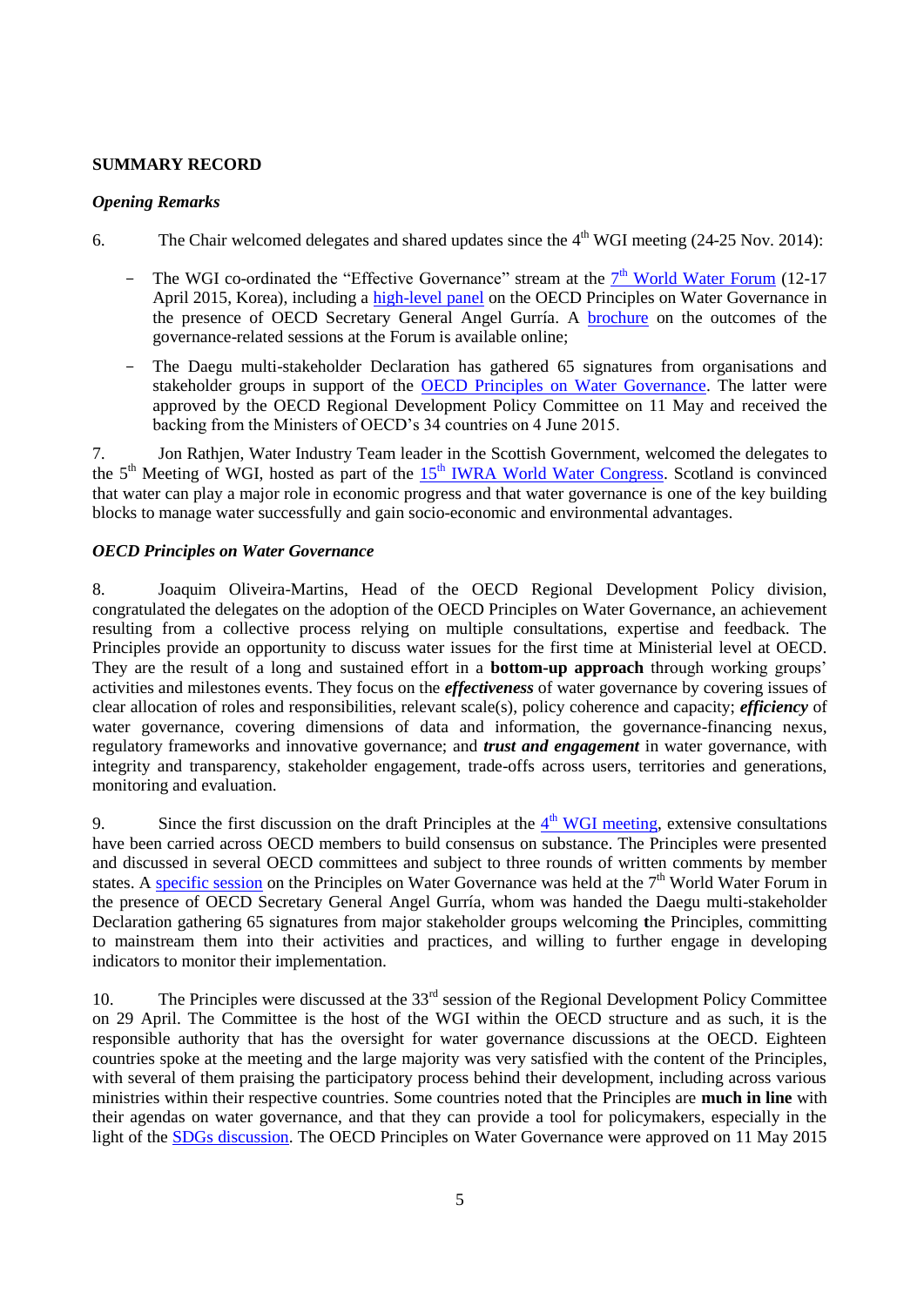**SUMMARY RECORD**

***Opening Remarks***

6. The Chair welcomed delegates and shared updates since the 4th WGI meeting (24-25 Nov. 2014):

- The WGI co-ordinated the "Effective Governance" stream at the 7th World Water Forum (12-17 April 2015, Korea), including a high-level panel on the OECD Principles on Water Governance in the presence of OECD Secretary General Angel Gurría. A brochure on the outcomes of the governance-related sessions at the Forum is available online;
- The Daegu multi-stakeholder Declaration has gathered 65 signatures from organisations and stakeholder groups in support of the OECD Principles on Water Governance. The latter were approved by the OECD Regional Development Policy Committee on 11 May and received the backing from the Ministers of OECD's 34 countries on 4 June 2015.

7. Jon Rathjen, Water Industry Team leader in the Scottish Government, welcomed the delegates to the 5th Meeting of WGI, hosted as part of the 15th IWRA World Water Congress. Scotland is convinced that water can play a major role in economic progress and that water governance is one of the key building blocks to manage water successfully and gain socio-economic and environmental advantages.

***OECD Principles on Water Governance***

8. Joaquim Oliveira-Martins, Head of the OECD Regional Development Policy division, congratulated the delegates on the adoption of the OECD Principles on Water Governance, an achievement resulting from a collective process relying on multiple consultations, expertise and feedback. The Principles provide an opportunity to discuss water issues for the first time at Ministerial level at OECD. They are the result of a long and sustained effort in a **bottom-up approach** through working groups' activities and milestones events. They focus on the ***effectiveness*** of water governance by covering issues of clear allocation of roles and responsibilities, relevant scale(s), policy coherence and capacity; ***efficiency*** of water governance, covering dimensions of data and information, the governance-financing nexus, regulatory frameworks and innovative governance; and ***trust and engagement*** in water governance, with integrity and transparency, stakeholder engagement, trade-offs across users, territories and generations, monitoring and evaluation.

9. Since the first discussion on the draft Principles at the 4th WGI meeting, extensive consultations have been carried across OECD members to build consensus on substance. The Principles were presented and discussed in several OECD committees and subject to three rounds of written comments by member states. A specific session on the Principles on Water Governance was held at the 7th World Water Forum in the presence of OECD Secretary General Angel Gurría, whom was handed the Daegu multi-stakeholder Declaration gathering 65 signatures from major stakeholder groups welcoming the Principles, committing to mainstream them into their activities and practices, and willing to further engage in developing indicators to monitor their implementation.

10. The Principles were discussed at the 33rd session of the Regional Development Policy Committee on 29 April. The Committee is the host of the WGI within the OECD structure and as such, it is the responsible authority that has the oversight for water governance discussions at the OECD. Eighteen countries spoke at the meeting and the large majority was very satisfied with the content of the Principles, with several of them praising the participatory process behind their development, including across various ministries within their respective countries. Some countries noted that the Principles are **much in line** with their agendas on water governance, and that they can provide a tool for policymakers, especially in the light of the SDGs discussion. The OECD Principles on Water Governance were approved on 11 May 2015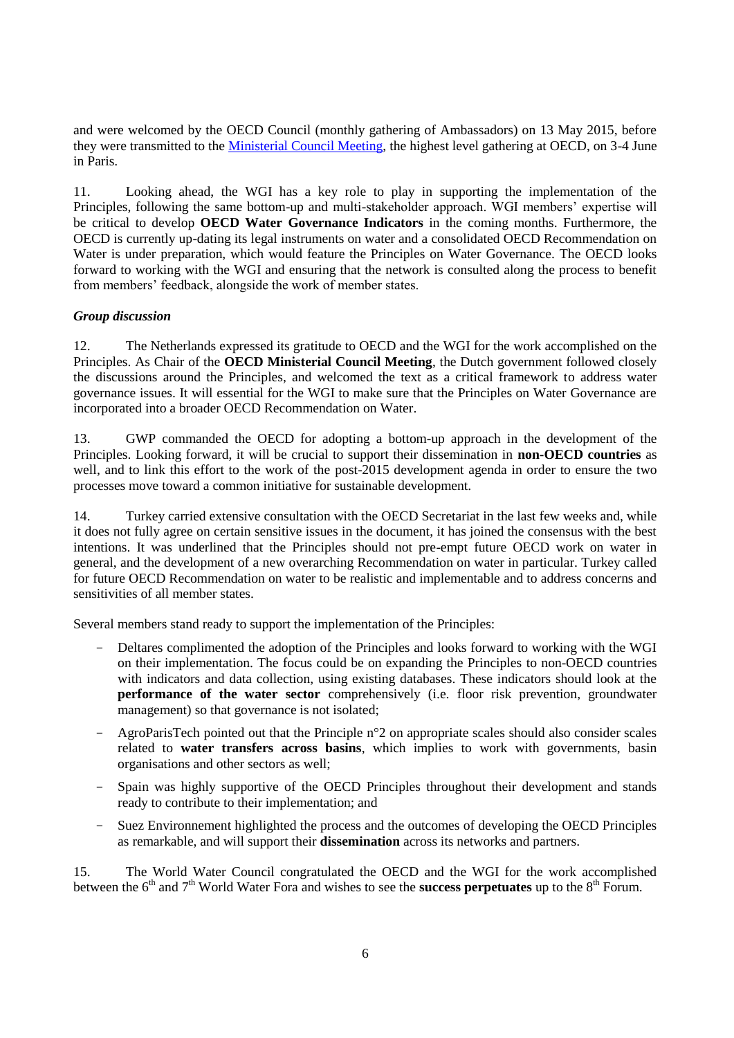and were welcomed by the OECD Council (monthly gathering of Ambassadors) on 13 May 2015, before they were transmitted to the Ministerial Council Meeting, the highest level gathering at OECD, on 3-4 June in Paris.

11. Looking ahead, the WGI has a key role to play in supporting the implementation of the Principles, following the same bottom-up and multi-stakeholder approach. WGI members' expertise will be critical to develop **OECD Water Governance Indicators** in the coming months. Furthermore, the OECD is currently up-dating its legal instruments on water and a consolidated OECD Recommendation on Water is under preparation, which would feature the Principles on Water Governance. The OECD looks forward to working with the WGI and ensuring that the network is consulted along the process to benefit from members' feedback, alongside the work of member states.

***Group discussion***

12. The Netherlands expressed its gratitude to OECD and the WGI for the work accomplished on the Principles. As Chair of the **OECD Ministerial Council Meeting**, the Dutch government followed closely the discussions around the Principles, and welcomed the text as a critical framework to address water governance issues. It will essential for the WGI to make sure that the Principles on Water Governance are incorporated into a broader OECD Recommendation on Water.

13. GWP commanded the OECD for adopting a bottom-up approach in the development of the Principles. Looking forward, it will be crucial to support their dissemination in **non-OECD countries** as well, and to link this effort to the work of the post-2015 development agenda in order to ensure the two processes move toward a common initiative for sustainable development.

14. Turkey carried extensive consultation with the OECD Secretariat in the last few weeks and, while it does not fully agree on certain sensitive issues in the document, it has joined the consensus with the best intentions. It was underlined that the Principles should not pre-empt future OECD work on water in general, and the development of a new overarching Recommendation on water in particular. Turkey called for future OECD Recommendation on water to be realistic and implementable and to address concerns and sensitivities of all member states.

Several members stand ready to support the implementation of the Principles:

- Deltares complimented the adoption of the Principles and looks forward to working with the WGI on their implementation. The focus could be on expanding the Principles to non-OECD countries with indicators and data collection, using existing databases. These indicators should look at the **performance of the water sector** comprehensively (i.e. floor risk prevention, groundwater management) so that governance is not isolated;
- AgroParisTech pointed out that the Principle n°2 on appropriate scales should also consider scales related to **water transfers across basins**, which implies to work with governments, basin organisations and other sectors as well;
- Spain was highly supportive of the OECD Principles throughout their development and stands ready to contribute to their implementation; and
- Suez Environnement highlighted the process and the outcomes of developing the OECD Principles as remarkable, and will support their **dissemination** across its networks and partners.

15. The World Water Council congratulated the OECD and the WGI for the work accomplished between the 6th and 7th World Water Fora and wishes to see the **success perpetuates** up to the 8th Forum.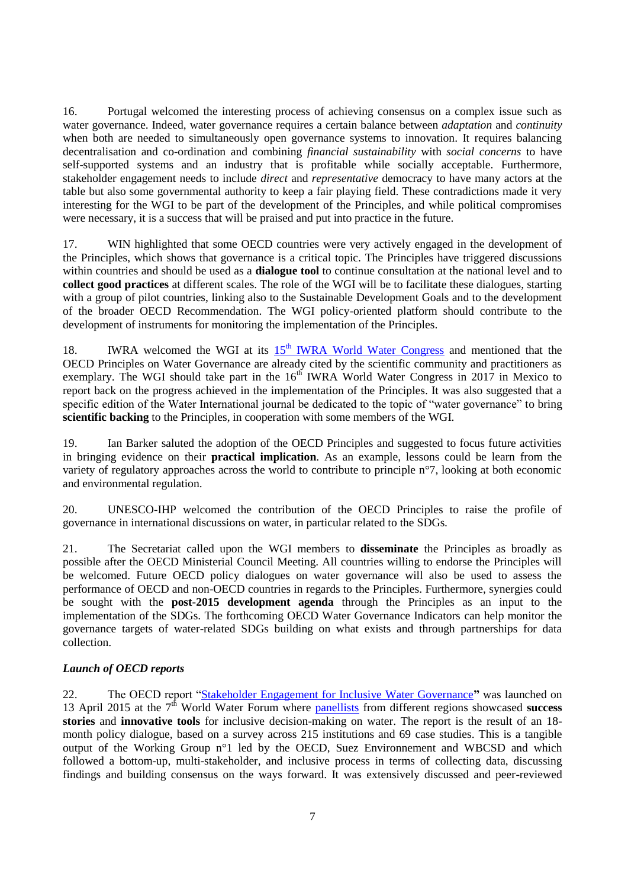16. Portugal welcomed the interesting process of achieving consensus on a complex issue such as water governance. Indeed, water governance requires a certain balance between *adaptation* and *continuity* when both are needed to simultaneously open governance systems to innovation. It requires balancing decentralisation and co-ordination and combining *financial sustainability* with *social concerns* to have self-supported systems and an industry that is profitable while socially acceptable. Furthermore, stakeholder engagement needs to include *direct* and *representative* democracy to have many actors at the table but also some governmental authority to keep a fair playing field. These contradictions made it very interesting for the WGI to be part of the development of the Principles, and while political compromises were necessary, it is a success that will be praised and put into practice in the future.

17. WIN highlighted that some OECD countries were very actively engaged in the development of the Principles, which shows that governance is a critical topic. The Principles have triggered discussions within countries and should be used as a **dialogue tool** to continue consultation at the national level and to **collect good practices** at different scales. The role of the WGI will be to facilitate these dialogues, starting with a group of pilot countries, linking also to the Sustainable Development Goals and to the development of the broader OECD Recommendation. The WGI policy-oriented platform should contribute to the development of instruments for monitoring the implementation of the Principles.

18. IWRA welcomed the WGI at its 15th IWRA World Water Congress and mentioned that the OECD Principles on Water Governance are already cited by the scientific community and practitioners as exemplary. The WGI should take part in the 16th IWRA World Water Congress in 2017 in Mexico to report back on the progress achieved in the implementation of the Principles. It was also suggested that a specific edition of the Water International journal be dedicated to the topic of "water governance" to bring **scientific backing** to the Principles, in cooperation with some members of the WGI.

19. Ian Barker saluted the adoption of the OECD Principles and suggested to focus future activities in bringing evidence on their **practical implication**. As an example, lessons could be learn from the variety of regulatory approaches across the world to contribute to principle n°7, looking at both economic and environmental regulation.

20. UNESCO-IHP welcomed the contribution of the OECD Principles to raise the profile of governance in international discussions on water, in particular related to the SDGs.

21. The Secretariat called upon the WGI members to **disseminate** the Principles as broadly as possible after the OECD Ministerial Council Meeting. All countries willing to endorse the Principles will be welcomed. Future OECD policy dialogues on water governance will also be used to assess the performance of OECD and non-OECD countries in regards to the Principles. Furthermore, synergies could be sought with the **post-2015 development agenda** through the Principles as an input to the implementation of the SDGs. The forthcoming OECD Water Governance Indicators can help monitor the governance targets of water-related SDGs building on what exists and through partnerships for data collection.

### *Launch of OECD reports*

22. The OECD report "Stakeholder Engagement for Inclusive Water Governance**"** was launched on 13 April 2015 at the 7th World Water Forum where panellists from different regions showcased **success stories** and **innovative tools** for inclusive decision-making on water. The report is the result of an 18-month policy dialogue, based on a survey across 215 institutions and 69 case studies. This is a tangible output of the Working Group n°1 led by the OECD, Suez Environnement and WBCSD and which followed a bottom-up, multi-stakeholder, and inclusive process in terms of collecting data, discussing findings and building consensus on the ways forward. It was extensively discussed and peer-reviewed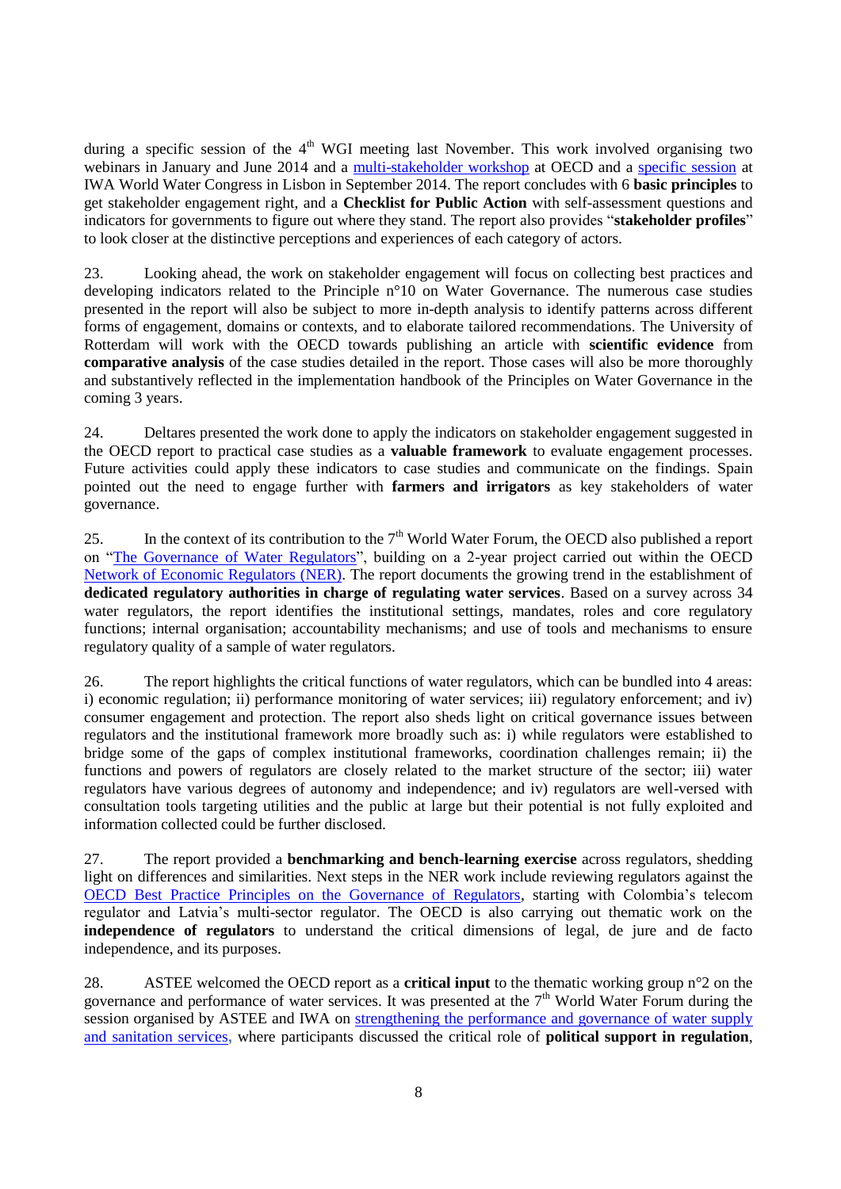during a specific session of the 4th WGI meeting last November. This work involved organising two webinars in January and June 2014 and a multi-stakeholder workshop at OECD and a specific session at IWA World Water Congress in Lisbon in September 2014. The report concludes with 6 **basic principles** to get stakeholder engagement right, and a **Checklist for Public Action** with self-assessment questions and indicators for governments to figure out where they stand. The report also provides "**stakeholder profiles**" to look closer at the distinctive perceptions and experiences of each category of actors.

23. Looking ahead, the work on stakeholder engagement will focus on collecting best practices and developing indicators related to the Principle n°10 on Water Governance. The numerous case studies presented in the report will also be subject to more in-depth analysis to identify patterns across different forms of engagement, domains or contexts, and to elaborate tailored recommendations. The University of Rotterdam will work with the OECD towards publishing an article with **scientific evidence** from **comparative analysis** of the case studies detailed in the report. Those cases will also be more thoroughly and substantively reflected in the implementation handbook of the Principles on Water Governance in the coming 3 years.

24. Deltares presented the work done to apply the indicators on stakeholder engagement suggested in the OECD report to practical case studies as a **valuable framework** to evaluate engagement processes. Future activities could apply these indicators to case studies and communicate on the findings. Spain pointed out the need to engage further with **farmers and irrigators** as key stakeholders of water governance.

25. In the context of its contribution to the 7th World Water Forum, the OECD also published a report on "The Governance of Water Regulators", building on a 2-year project carried out within the OECD Network of Economic Regulators (NER). The report documents the growing trend in the establishment of **dedicated regulatory authorities in charge of regulating water services**. Based on a survey across 34 water regulators, the report identifies the institutional settings, mandates, roles and core regulatory functions; internal organisation; accountability mechanisms; and use of tools and mechanisms to ensure regulatory quality of a sample of water regulators.

26. The report highlights the critical functions of water regulators, which can be bundled into 4 areas: i) economic regulation; ii) performance monitoring of water services; iii) regulatory enforcement; and iv) consumer engagement and protection. The report also sheds light on critical governance issues between regulators and the institutional framework more broadly such as: i) while regulators were established to bridge some of the gaps of complex institutional frameworks, coordination challenges remain; ii) the functions and powers of regulators are closely related to the market structure of the sector; iii) water regulators have various degrees of autonomy and independence; and iv) regulators are well-versed with consultation tools targeting utilities and the public at large but their potential is not fully exploited and information collected could be further disclosed.

27. The report provided a **benchmarking and bench-learning exercise** across regulators, shedding light on differences and similarities. Next steps in the NER work include reviewing regulators against the OECD Best Practice Principles on the Governance of Regulators, starting with Colombia's telecom regulator and Latvia's multi-sector regulator. The OECD is also carrying out thematic work on the **independence of regulators** to understand the critical dimensions of legal, de jure and de facto independence, and its purposes.

28. ASTEE welcomed the OECD report as a **critical input** to the thematic working group n°2 on the governance and performance of water services. It was presented at the 7th World Water Forum during the session organised by ASTEE and IWA on strengthening the performance and governance of water supply and sanitation services, where participants discussed the critical role of **political support in regulation**,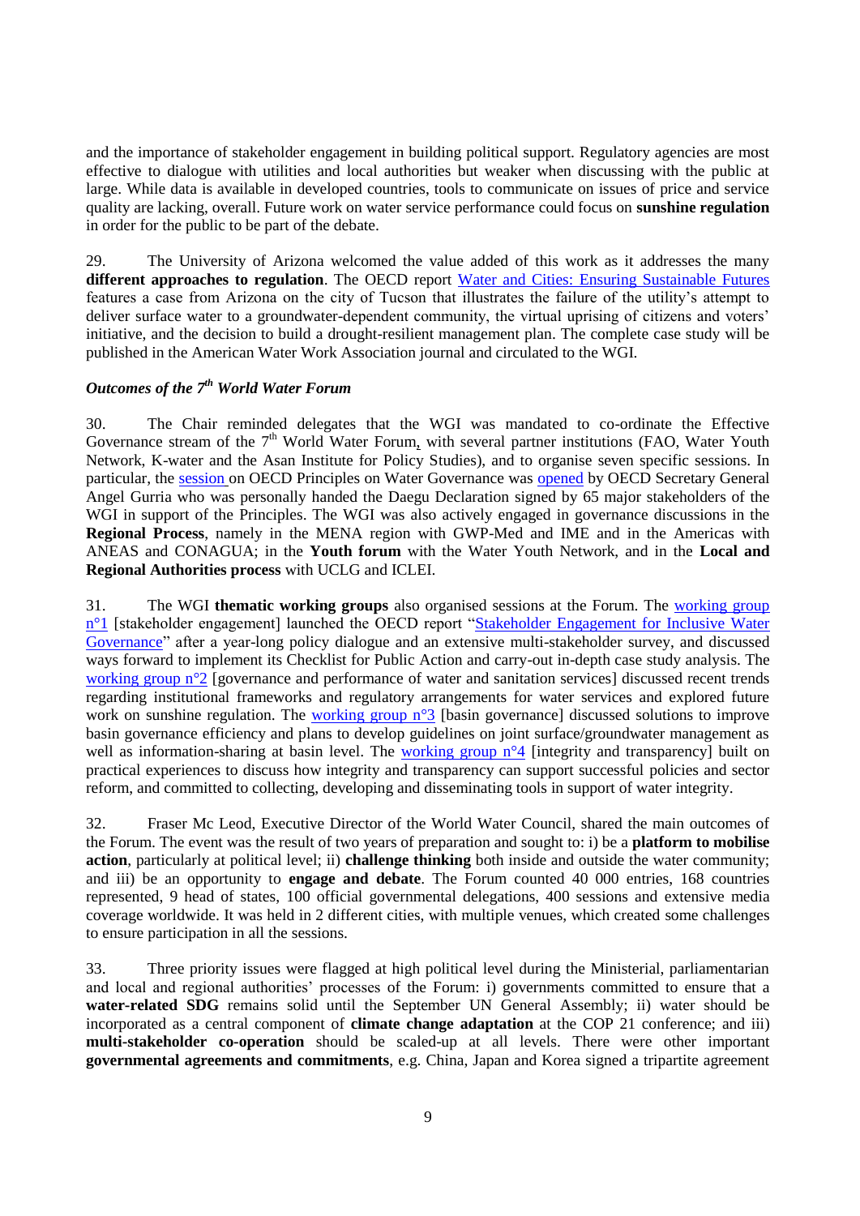and the importance of stakeholder engagement in building political support. Regulatory agencies are most effective to dialogue with utilities and local authorities but weaker when discussing with the public at large. While data is available in developed countries, tools to communicate on issues of price and service quality are lacking, overall. Future work on water service performance could focus on **sunshine regulation** in order for the public to be part of the debate.

29. The University of Arizona welcomed the value added of this work as it addresses the many **different approaches to regulation**. The OECD report Water and Cities: Ensuring Sustainable Futures features a case from Arizona on the city of Tucson that illustrates the failure of the utility's attempt to deliver surface water to a groundwater-dependent community, the virtual uprising of citizens and voters' initiative, and the decision to build a drought-resilient management plan. The complete case study will be published in the American Water Work Association journal and circulated to the WGI.

### *Outcomes of the 7th World Water Forum*

30. The Chair reminded delegates that the WGI was mandated to co-ordinate the Effective Governance stream of the 7th World Water Forum, with several partner institutions (FAO, Water Youth Network, K-water and the Asan Institute for Policy Studies), and to organise seven specific sessions. In particular, the session on OECD Principles on Water Governance was opened by OECD Secretary General Angel Gurria who was personally handed the Daegu Declaration signed by 65 major stakeholders of the WGI in support of the Principles. The WGI was also actively engaged in governance discussions in the **Regional Process**, namely in the MENA region with GWP-Med and IME and in the Americas with ANEAS and CONAGUA; in the **Youth forum** with the Water Youth Network, and in the **Local and Regional Authorities process** with UCLG and ICLEI.

31. The WGI **thematic working groups** also organised sessions at the Forum. The working group n°1 [stakeholder engagement] launched the OECD report "Stakeholder Engagement for Inclusive Water Governance" after a year-long policy dialogue and an extensive multi-stakeholder survey, and discussed ways forward to implement its Checklist for Public Action and carry-out in-depth case study analysis. The working group n°2 [governance and performance of water and sanitation services] discussed recent trends regarding institutional frameworks and regulatory arrangements for water services and explored future work on sunshine regulation. The working group n°3 [basin governance] discussed solutions to improve basin governance efficiency and plans to develop guidelines on joint surface/groundwater management as well as information-sharing at basin level. The working group n°4 [integrity and transparency] built on practical experiences to discuss how integrity and transparency can support successful policies and sector reform, and committed to collecting, developing and disseminating tools in support of water integrity.

32. Fraser Mc Leod, Executive Director of the World Water Council, shared the main outcomes of the Forum. The event was the result of two years of preparation and sought to: i) be a **platform to mobilise action**, particularly at political level; ii) **challenge thinking** both inside and outside the water community; and iii) be an opportunity to **engage and debate**. The Forum counted 40 000 entries, 168 countries represented, 9 head of states, 100 official governmental delegations, 400 sessions and extensive media coverage worldwide. It was held in 2 different cities, with multiple venues, which created some challenges to ensure participation in all the sessions.

33. Three priority issues were flagged at high political level during the Ministerial, parliamentarian and local and regional authorities' processes of the Forum: i) governments committed to ensure that a **water-related SDG** remains solid until the September UN General Assembly; ii) water should be incorporated as a central component of **climate change adaptation** at the COP 21 conference; and iii) **multi-stakeholder co-operation** should be scaled-up at all levels. There were other important **governmental agreements and commitments**, e.g. China, Japan and Korea signed a tripartite agreement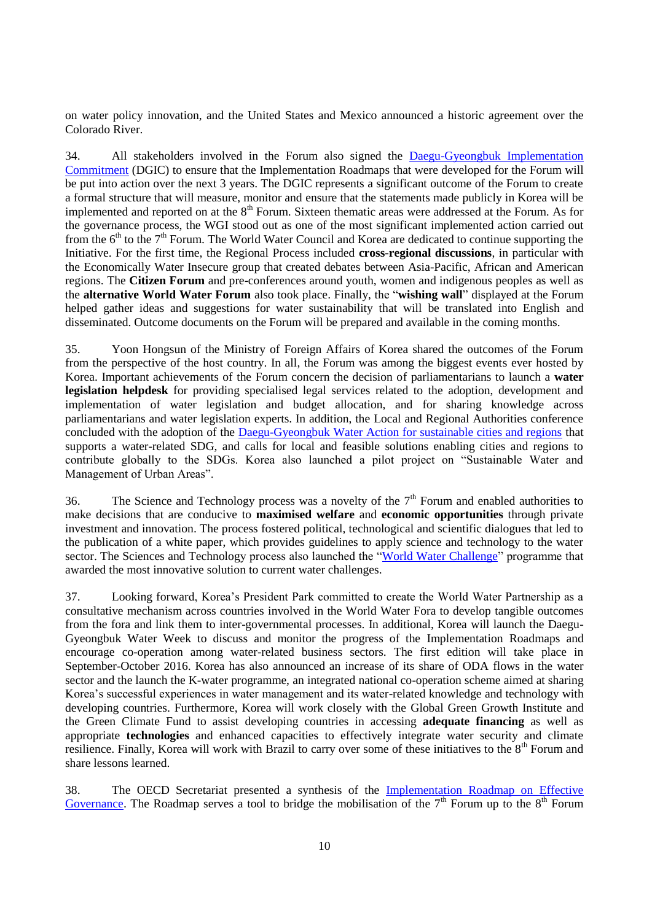on water policy innovation, and the United States and Mexico announced a historic agreement over the Colorado River.

34. All stakeholders involved in the Forum also signed the Daegu-Gyeongbuk Implementation Commitment (DGIC) to ensure that the Implementation Roadmaps that were developed for the Forum will be put into action over the next 3 years. The DGIC represents a significant outcome of the Forum to create a formal structure that will measure, monitor and ensure that the statements made publicly in Korea will be implemented and reported on at the 8th Forum. Sixteen thematic areas were addressed at the Forum. As for the governance process, the WGI stood out as one of the most significant implemented action carried out from the 6th to the 7th Forum. The World Water Council and Korea are dedicated to continue supporting the Initiative. For the first time, the Regional Process included **cross-regional discussions**, in particular with the Economically Water Insecure group that created debates between Asia-Pacific, African and American regions. The **Citizen Forum** and pre-conferences around youth, women and indigenous peoples as well as the **alternative World Water Forum** also took place. Finally, the "**wishing wall**" displayed at the Forum helped gather ideas and suggestions for water sustainability that will be translated into English and disseminated. Outcome documents on the Forum will be prepared and available in the coming months.

35. Yoon Hongsun of the Ministry of Foreign Affairs of Korea shared the outcomes of the Forum from the perspective of the host country. In all, the Forum was among the biggest events ever hosted by Korea. Important achievements of the Forum concern the decision of parliamentarians to launch a **water legislation helpdesk** for providing specialised legal services related to the adoption, development and implementation of water legislation and budget allocation, and for sharing knowledge across parliamentarians and water legislation experts. In addition, the Local and Regional Authorities conference concluded with the adoption of the Daegu-Gyeongbuk Water Action for sustainable cities and regions that supports a water-related SDG, and calls for local and feasible solutions enabling cities and regions to contribute globally to the SDGs. Korea also launched a pilot project on "Sustainable Water and Management of Urban Areas".

36. The Science and Technology process was a novelty of the 7th Forum and enabled authorities to make decisions that are conducive to **maximised welfare** and **economic opportunities** through private investment and innovation. The process fostered political, technological and scientific dialogues that led to the publication of a white paper, which provides guidelines to apply science and technology to the water sector. The Sciences and Technology process also launched the "World Water Challenge" programme that awarded the most innovative solution to current water challenges.

37. Looking forward, Korea's President Park committed to create the World Water Partnership as a consultative mechanism across countries involved in the World Water Fora to develop tangible outcomes from the fora and link them to inter-governmental processes. In additional, Korea will launch the Daegu-Gyeongbuk Water Week to discuss and monitor the progress of the Implementation Roadmaps and encourage co-operation among water-related business sectors. The first edition will take place in September-October 2016. Korea has also announced an increase of its share of ODA flows in the water sector and the launch the K-water programme, an integrated national co-operation scheme aimed at sharing Korea's successful experiences in water management and its water-related knowledge and technology with developing countries. Furthermore, Korea will work closely with the Global Green Growth Institute and the Green Climate Fund to assist developing countries in accessing **adequate financing** as well as appropriate **technologies** and enhanced capacities to effectively integrate water security and climate resilience. Finally, Korea will work with Brazil to carry over some of these initiatives to the 8th Forum and share lessons learned.

38. The OECD Secretariat presented a synthesis of the Implementation Roadmap on Effective Governance. The Roadmap serves a tool to bridge the mobilisation of the 7th Forum up to the 8th Forum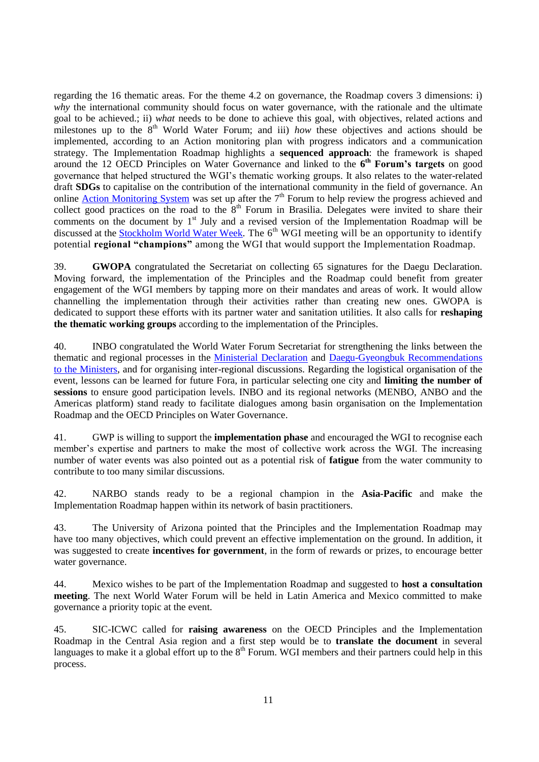regarding the 16 thematic areas. For the theme 4.2 on governance, the Roadmap covers 3 dimensions: i) *why* the international community should focus on water governance, with the rationale and the ultimate goal to be achieved.; ii) *what* needs to be done to achieve this goal, with objectives, related actions and milestones up to the 8th World Water Forum; and iii) *how* these objectives and actions should be implemented, according to an Action monitoring plan with progress indicators and a communication strategy. The Implementation Roadmap highlights a **sequenced approach**: the framework is shaped around the 12 OECD Principles on Water Governance and linked to the **6th Forum's targets** on good governance that helped structured the WGI's thematic working groups. It also relates to the water-related draft **SDGs** to capitalise on the contribution of the international community in the field of governance. An online Action Monitoring System was set up after the 7th Forum to help review the progress achieved and collect good practices on the road to the 8th Forum in Brasilia. Delegates were invited to share their comments on the document by 1st July and a revised version of the Implementation Roadmap will be discussed at the Stockholm World Water Week. The 6th WGI meeting will be an opportunity to identify potential **regional "champions"** among the WGI that would support the Implementation Roadmap.

39. **GWOPA** congratulated the Secretariat on collecting 65 signatures for the Daegu Declaration. Moving forward, the implementation of the Principles and the Roadmap could benefit from greater engagement of the WGI members by tapping more on their mandates and areas of work. It would allow channelling the implementation through their activities rather than creating new ones. GWOPA is dedicated to support these efforts with its partner water and sanitation utilities. It also calls for **reshaping the thematic working groups** according to the implementation of the Principles.

40. INBO congratulated the World Water Forum Secretariat for strengthening the links between the thematic and regional processes in the Ministerial Declaration and Daegu-Gyeongbuk Recommendations to the Ministers, and for organising inter-regional discussions. Regarding the logistical organisation of the event, lessons can be learned for future Fora, in particular selecting one city and **limiting the number of sessions** to ensure good participation levels. INBO and its regional networks (MENBO, ANBO and the Americas platform) stand ready to facilitate dialogues among basin organisation on the Implementation Roadmap and the OECD Principles on Water Governance.

41. GWP is willing to support the **implementation phase** and encouraged the WGI to recognise each member's expertise and partners to make the most of collective work across the WGI. The increasing number of water events was also pointed out as a potential risk of **fatigue** from the water community to contribute to too many similar discussions.

42. NARBO stands ready to be a regional champion in the **Asia-Pacific** and make the Implementation Roadmap happen within its network of basin practitioners.

43. The University of Arizona pointed that the Principles and the Implementation Roadmap may have too many objectives, which could prevent an effective implementation on the ground. In addition, it was suggested to create **incentives for government**, in the form of rewards or prizes, to encourage better water governance.

44. Mexico wishes to be part of the Implementation Roadmap and suggested to **host a consultation meeting**. The next World Water Forum will be held in Latin America and Mexico committed to make governance a priority topic at the event.

45. SIC-ICWC called for **raising awareness** on the OECD Principles and the Implementation Roadmap in the Central Asia region and a first step would be to **translate the document** in several languages to make it a global effort up to the 8th Forum. WGI members and their partners could help in this process.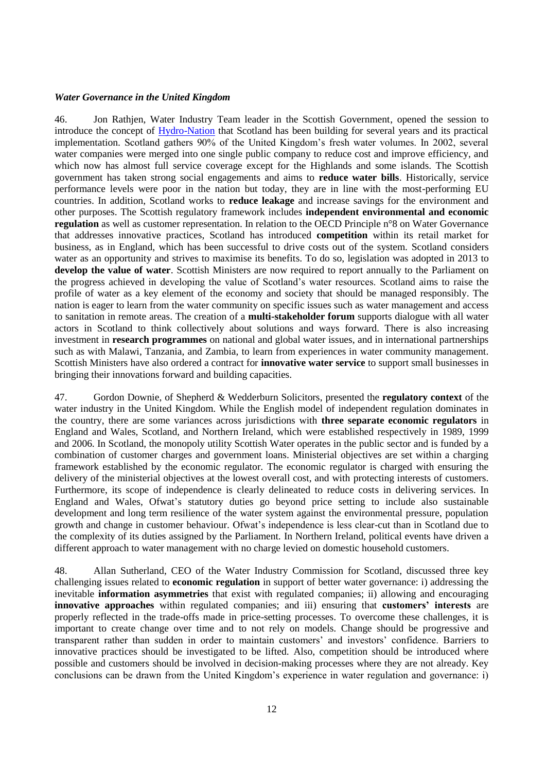***Water Governance in the United Kingdom***

46. Jon Rathjen, Water Industry Team leader in the Scottish Government, opened the session to introduce the concept of Hydro-Nation that Scotland has been building for several years and its practical implementation. Scotland gathers 90% of the United Kingdom's fresh water volumes. In 2002, several water companies were merged into one single public company to reduce cost and improve efficiency, and which now has almost full service coverage except for the Highlands and some islands. The Scottish government has taken strong social engagements and aims to **reduce water bills**. Historically, service performance levels were poor in the nation but today, they are in line with the most-performing EU countries. In addition, Scotland works to **reduce leakage** and increase savings for the environment and other purposes. The Scottish regulatory framework includes **independent environmental and economic regulation** as well as customer representation. In relation to the OECD Principle n°8 on Water Governance that addresses innovative practices, Scotland has introduced **competition** within its retail market for business, as in England, which has been successful to drive costs out of the system. Scotland considers water as an opportunity and strives to maximise its benefits. To do so, legislation was adopted in 2013 to **develop the value of water**. Scottish Ministers are now required to report annually to the Parliament on the progress achieved in developing the value of Scotland's water resources. Scotland aims to raise the profile of water as a key element of the economy and society that should be managed responsibly. The nation is eager to learn from the water community on specific issues such as water management and access to sanitation in remote areas. The creation of a **multi-stakeholder forum** supports dialogue with all water actors in Scotland to think collectively about solutions and ways forward. There is also increasing investment in **research programmes** on national and global water issues, and in international partnerships such as with Malawi, Tanzania, and Zambia, to learn from experiences in water community management. Scottish Ministers have also ordered a contract for **innovative water service** to support small businesses in bringing their innovations forward and building capacities.

47. Gordon Downie, of Shepherd & Wedderburn Solicitors, presented the **regulatory context** of the water industry in the United Kingdom. While the English model of independent regulation dominates in the country, there are some variances across jurisdictions with **three separate economic regulators** in England and Wales, Scotland, and Northern Ireland, which were established respectively in 1989, 1999 and 2006. In Scotland, the monopoly utility Scottish Water operates in the public sector and is funded by a combination of customer charges and government loans. Ministerial objectives are set within a charging framework established by the economic regulator. The economic regulator is charged with ensuring the delivery of the ministerial objectives at the lowest overall cost, and with protecting interests of customers. Furthermore, its scope of independence is clearly delineated to reduce costs in delivering services. In England and Wales, Ofwat's statutory duties go beyond price setting to include also sustainable development and long term resilience of the water system against the environmental pressure, population growth and change in customer behaviour. Ofwat's independence is less clear-cut than in Scotland due to the complexity of its duties assigned by the Parliament. In Northern Ireland, political events have driven a different approach to water management with no charge levied on domestic household customers.

48. Allan Sutherland, CEO of the Water Industry Commission for Scotland, discussed three key challenging issues related to **economic regulation** in support of better water governance: i) addressing the inevitable **information asymmetries** that exist with regulated companies; ii) allowing and encouraging **innovative approaches** within regulated companies; and iii) ensuring that **customers' interests** are properly reflected in the trade-offs made in price-setting processes. To overcome these challenges, it is important to create change over time and to not rely on models. Change should be progressive and transparent rather than sudden in order to maintain customers' and investors' confidence. Barriers to innovative practices should be investigated to be lifted. Also, competition should be introduced where possible and customers should be involved in decision-making processes where they are not already. Key conclusions can be drawn from the United Kingdom's experience in water regulation and governance: i)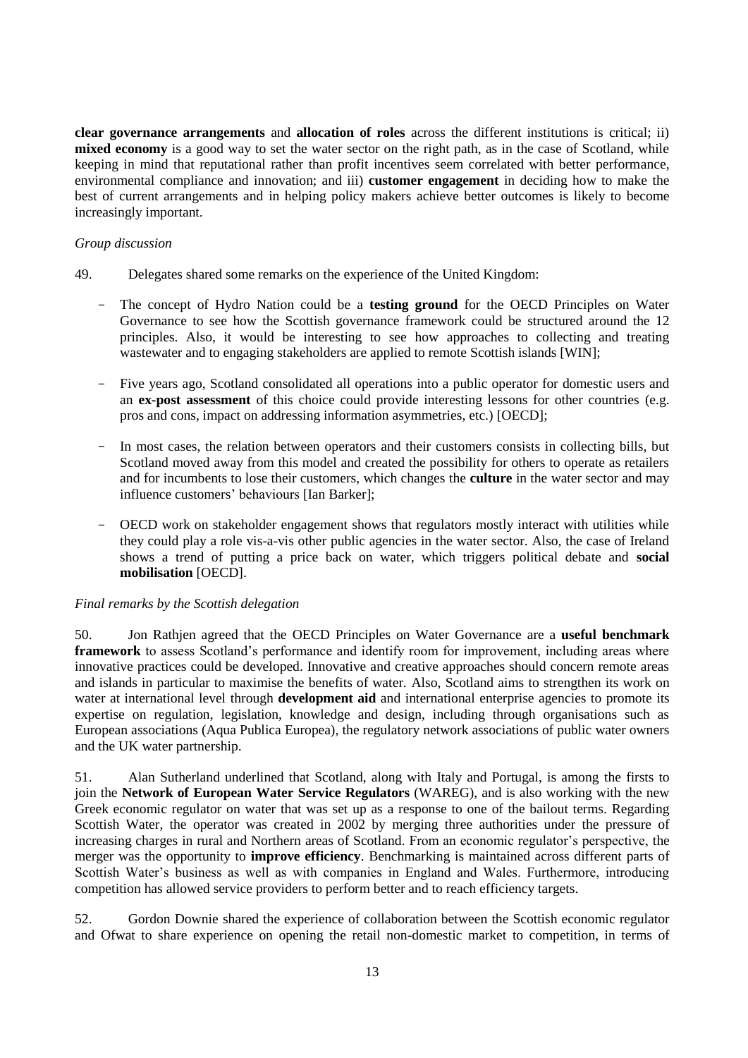**clear governance arrangements** and **allocation of roles** across the different institutions is critical; ii) **mixed economy** is a good way to set the water sector on the right path, as in the case of Scotland, while keeping in mind that reputational rather than profit incentives seem correlated with better performance, environmental compliance and innovation; and iii) **customer engagement** in deciding how to make the best of current arrangements and in helping policy makers achieve better outcomes is likely to become increasingly important.

*Group discussion*

49. Delegates shared some remarks on the experience of the United Kingdom:

- The concept of Hydro Nation could be a **testing ground** for the OECD Principles on Water Governance to see how the Scottish governance framework could be structured around the 12 principles. Also, it would be interesting to see how approaches to collecting and treating wastewater and to engaging stakeholders are applied to remote Scottish islands [WIN];

- Five years ago, Scotland consolidated all operations into a public operator for domestic users and an **ex-post assessment** of this choice could provide interesting lessons for other countries (e.g. pros and cons, impact on addressing information asymmetries, etc.) [OECD];

- In most cases, the relation between operators and their customers consists in collecting bills, but Scotland moved away from this model and created the possibility for others to operate as retailers and for incumbents to lose their customers, which changes the **culture** in the water sector and may influence customers' behaviours [Ian Barker];

- OECD work on stakeholder engagement shows that regulators mostly interact with utilities while they could play a role vis-a-vis other public agencies in the water sector. Also, the case of Ireland shows a trend of putting a price back on water, which triggers political debate and **social mobilisation** [OECD].

*Final remarks by the Scottish delegation*

50. Jon Rathjen agreed that the OECD Principles on Water Governance are a **useful benchmark framework** to assess Scotland's performance and identify room for improvement, including areas where innovative practices could be developed. Innovative and creative approaches should concern remote areas and islands in particular to maximise the benefits of water. Also, Scotland aims to strengthen its work on water at international level through **development aid** and international enterprise agencies to promote its expertise on regulation, legislation, knowledge and design, including through organisations such as European associations (Aqua Publica Europea), the regulatory network associations of public water owners and the UK water partnership.

51. Alan Sutherland underlined that Scotland, along with Italy and Portugal, is among the firsts to join the **Network of European Water Service Regulators** (WAREG), and is also working with the new Greek economic regulator on water that was set up as a response to one of the bailout terms. Regarding Scottish Water, the operator was created in 2002 by merging three authorities under the pressure of increasing charges in rural and Northern areas of Scotland. From an economic regulator's perspective, the merger was the opportunity to **improve efficiency**. Benchmarking is maintained across different parts of Scottish Water's business as well as with companies in England and Wales. Furthermore, introducing competition has allowed service providers to perform better and to reach efficiency targets.

52. Gordon Downie shared the experience of collaboration between the Scottish economic regulator and Ofwat to share experience on opening the retail non-domestic market to competition, in terms of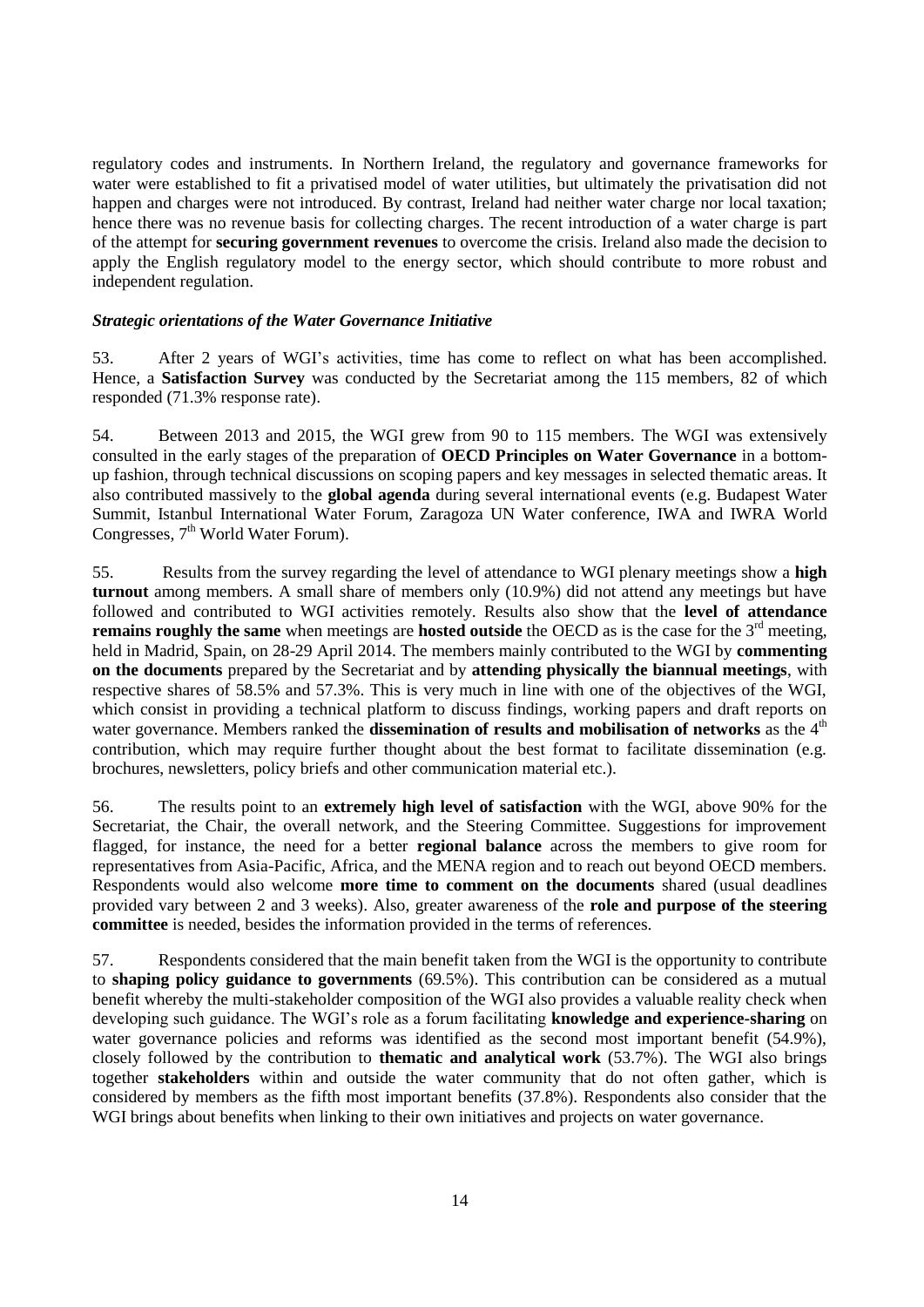regulatory codes and instruments. In Northern Ireland, the regulatory and governance frameworks for water were established to fit a privatised model of water utilities, but ultimately the privatisation did not happen and charges were not introduced. By contrast, Ireland had neither water charge nor local taxation; hence there was no revenue basis for collecting charges. The recent introduction of a water charge is part of the attempt for **securing government revenues** to overcome the crisis. Ireland also made the decision to apply the English regulatory model to the energy sector, which should contribute to more robust and independent regulation.

***Strategic orientations of the Water Governance Initiative***

53. After 2 years of WGI's activities, time has come to reflect on what has been accomplished. Hence, a **Satisfaction Survey** was conducted by the Secretariat among the 115 members, 82 of which responded (71.3% response rate).

54. Between 2013 and 2015, the WGI grew from 90 to 115 members. The WGI was extensively consulted in the early stages of the preparation of **OECD Principles on Water Governance** in a bottom-up fashion, through technical discussions on scoping papers and key messages in selected thematic areas. It also contributed massively to the **global agenda** during several international events (e.g. Budapest Water Summit, Istanbul International Water Forum, Zaragoza UN Water conference, IWA and IWRA World Congresses, 7th World Water Forum).

55. Results from the survey regarding the level of attendance to WGI plenary meetings show a **high turnout** among members. A small share of members only (10.9%) did not attend any meetings but have followed and contributed to WGI activities remotely. Results also show that the **level of attendance remains roughly the same** when meetings are **hosted outside** the OECD as is the case for the 3rd meeting, held in Madrid, Spain, on 28-29 April 2014. The members mainly contributed to the WGI by **commenting on the documents** prepared by the Secretariat and by **attending physically the biannual meetings**, with respective shares of 58.5% and 57.3%. This is very much in line with one of the objectives of the WGI, which consist in providing a technical platform to discuss findings, working papers and draft reports on water governance. Members ranked the **dissemination of results and mobilisation of networks** as the 4th contribution, which may require further thought about the best format to facilitate dissemination (e.g. brochures, newsletters, policy briefs and other communication material etc.).

56. The results point to an **extremely high level of satisfaction** with the WGI, above 90% for the Secretariat, the Chair, the overall network, and the Steering Committee. Suggestions for improvement flagged, for instance, the need for a better **regional balance** across the members to give room for representatives from Asia-Pacific, Africa, and the MENA region and to reach out beyond OECD members. Respondents would also welcome **more time to comment on the documents** shared (usual deadlines provided vary between 2 and 3 weeks). Also, greater awareness of the **role and purpose of the steering committee** is needed, besides the information provided in the terms of references.

57. Respondents considered that the main benefit taken from the WGI is the opportunity to contribute to **shaping policy guidance to governments** (69.5%). This contribution can be considered as a mutual benefit whereby the multi-stakeholder composition of the WGI also provides a valuable reality check when developing such guidance. The WGI's role as a forum facilitating **knowledge and experience-sharing** on water governance policies and reforms was identified as the second most important benefit (54.9%), closely followed by the contribution to **thematic and analytical work** (53.7%). The WGI also brings together **stakeholders** within and outside the water community that do not often gather, which is considered by members as the fifth most important benefits (37.8%). Respondents also consider that the WGI brings about benefits when linking to their own initiatives and projects on water governance.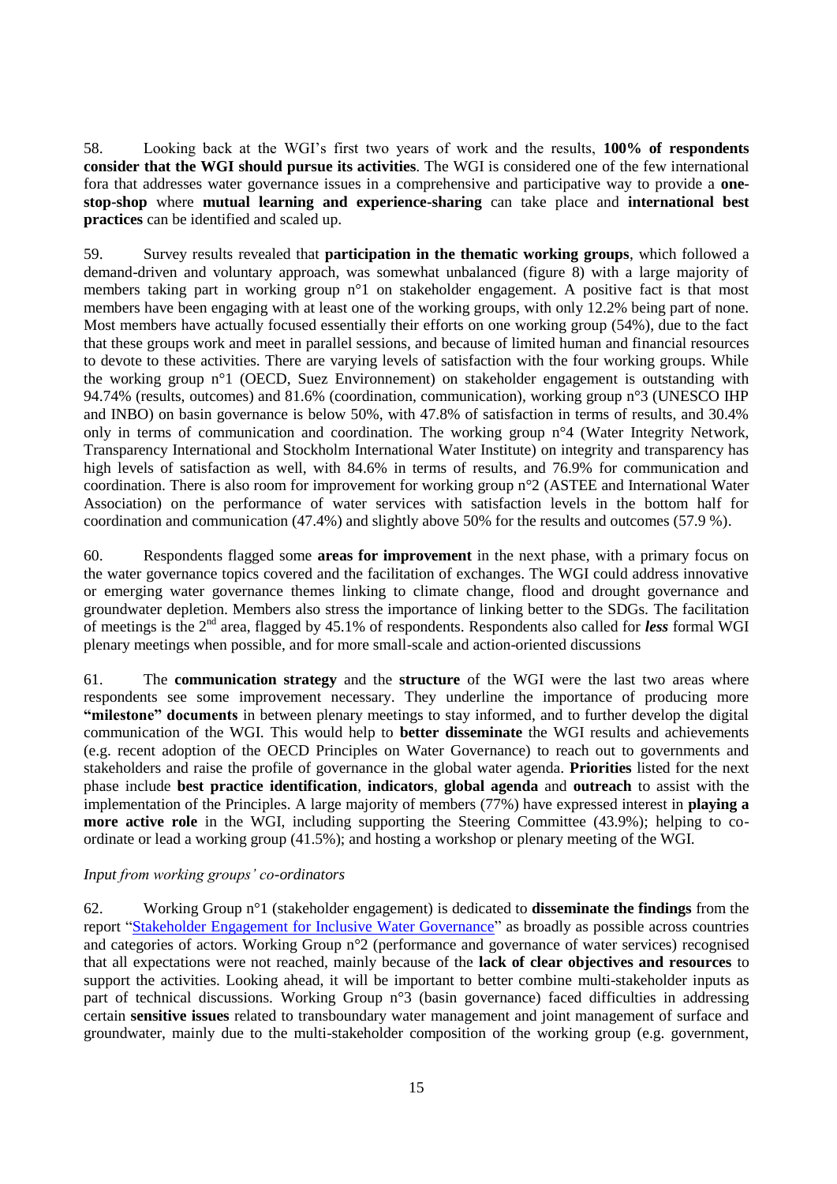58. Looking back at the WGI's first two years of work and the results, **100% of respondents consider that the WGI should pursue its activities**. The WGI is considered one of the few international fora that addresses water governance issues in a comprehensive and participative way to provide a **one-stop-shop** where **mutual learning and experience-sharing** can take place and **international best practices** can be identified and scaled up.

59. Survey results revealed that **participation in the thematic working groups**, which followed a demand-driven and voluntary approach, was somewhat unbalanced (figure 8) with a large majority of members taking part in working group n°1 on stakeholder engagement. A positive fact is that most members have been engaging with at least one of the working groups, with only 12.2% being part of none. Most members have actually focused essentially their efforts on one working group (54%), due to the fact that these groups work and meet in parallel sessions, and because of limited human and financial resources to devote to these activities. There are varying levels of satisfaction with the four working groups. While the working group n°1 (OECD, Suez Environnement) on stakeholder engagement is outstanding with 94.74% (results, outcomes) and 81.6% (coordination, communication), working group n°3 (UNESCO IHP and INBO) on basin governance is below 50%, with 47.8% of satisfaction in terms of results, and 30.4% only in terms of communication and coordination. The working group n°4 (Water Integrity Network, Transparency International and Stockholm International Water Institute) on integrity and transparency has high levels of satisfaction as well, with 84.6% in terms of results, and 76.9% for communication and coordination. There is also room for improvement for working group n°2 (ASTEE and International Water Association) on the performance of water services with satisfaction levels in the bottom half for coordination and communication (47.4%) and slightly above 50% for the results and outcomes (57.9 %).

60. Respondents flagged some **areas for improvement** in the next phase, with a primary focus on the water governance topics covered and the facilitation of exchanges. The WGI could address innovative or emerging water governance themes linking to climate change, flood and drought governance and groundwater depletion. Members also stress the importance of linking better to the SDGs. The facilitation of meetings is the 2nd area, flagged by 45.1% of respondents. Respondents also called for ***less*** formal WGI plenary meetings when possible, and for more small-scale and action-oriented discussions

61. The **communication strategy** and the **structure** of the WGI were the last two areas where respondents see some improvement necessary. They underline the importance of producing more **"milestone" documents** in between plenary meetings to stay informed, and to further develop the digital communication of the WGI. This would help to **better disseminate** the WGI results and achievements (e.g. recent adoption of the OECD Principles on Water Governance) to reach out to governments and stakeholders and raise the profile of governance in the global water agenda. **Priorities** listed for the next phase include **best practice identification**, **indicators**, **global agenda** and **outreach** to assist with the implementation of the Principles. A large majority of members (77%) have expressed interest in **playing a more active role** in the WGI, including supporting the Steering Committee (43.9%); helping to co-ordinate or lead a working group (41.5%); and hosting a workshop or plenary meeting of the WGI.

*Input from working groups' co-ordinators*

62. Working Group n°1 (stakeholder engagement) is dedicated to **disseminate the findings** from the report "Stakeholder Engagement for Inclusive Water Governance" as broadly as possible across countries and categories of actors. Working Group n°2 (performance and governance of water services) recognised that all expectations were not reached, mainly because of the **lack of clear objectives and resources** to support the activities. Looking ahead, it will be important to better combine multi-stakeholder inputs as part of technical discussions. Working Group n°3 (basin governance) faced difficulties in addressing certain **sensitive issues** related to transboundary water management and joint management of surface and groundwater, mainly due to the multi-stakeholder composition of the working group (e.g. government,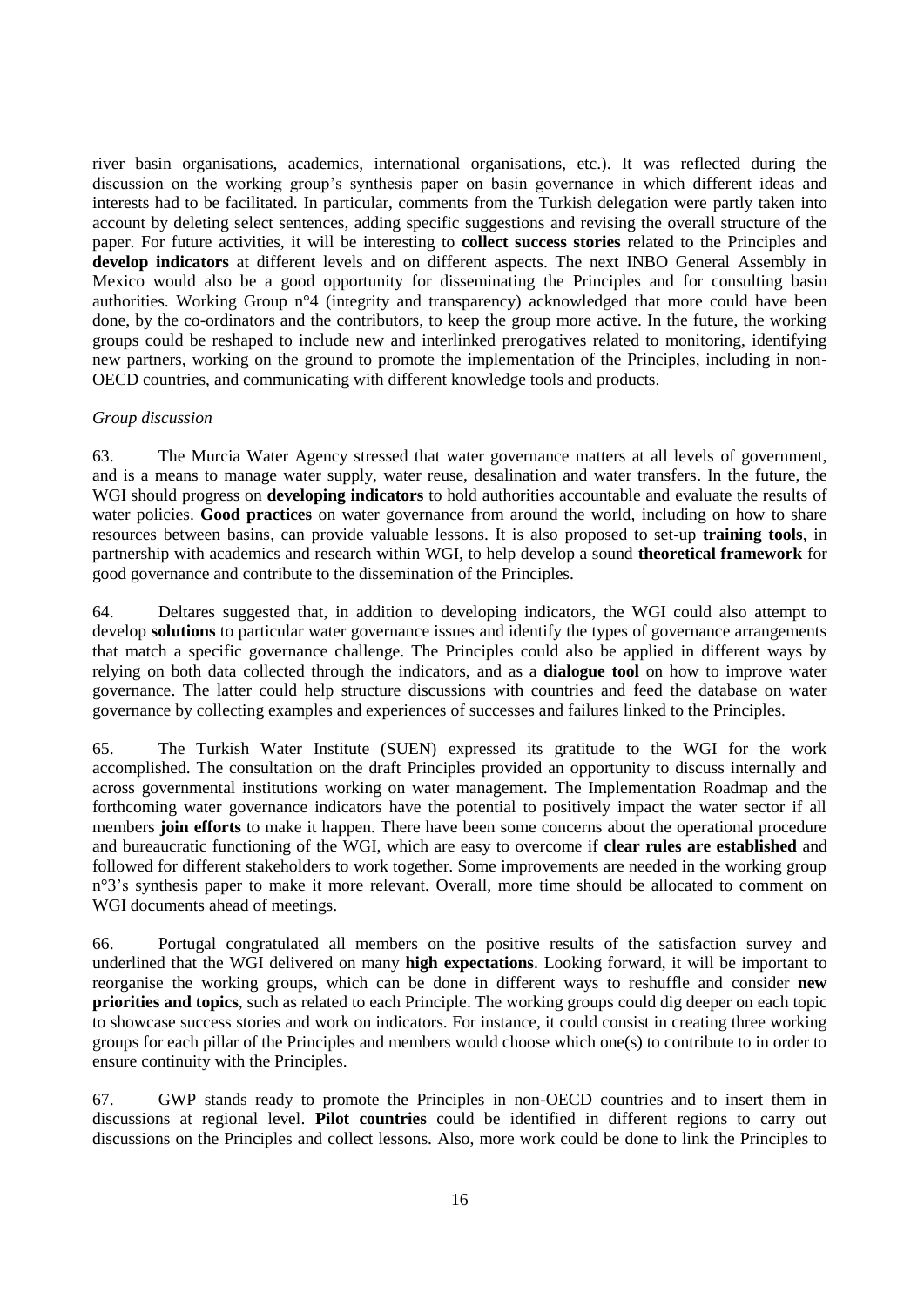river basin organisations, academics, international organisations, etc.). It was reflected during the discussion on the working group's synthesis paper on basin governance in which different ideas and interests had to be facilitated. In particular, comments from the Turkish delegation were partly taken into account by deleting select sentences, adding specific suggestions and revising the overall structure of the paper. For future activities, it will be interesting to **collect success stories** related to the Principles and **develop indicators** at different levels and on different aspects. The next INBO General Assembly in Mexico would also be a good opportunity for disseminating the Principles and for consulting basin authorities. Working Group n°4 (integrity and transparency) acknowledged that more could have been done, by the co-ordinators and the contributors, to keep the group more active. In the future, the working groups could be reshaped to include new and interlinked prerogatives related to monitoring, identifying new partners, working on the ground to promote the implementation of the Principles, including in non-OECD countries, and communicating with different knowledge tools and products.

*Group discussion*

63. The Murcia Water Agency stressed that water governance matters at all levels of government, and is a means to manage water supply, water reuse, desalination and water transfers. In the future, the WGI should progress on **developing indicators** to hold authorities accountable and evaluate the results of water policies. **Good practices** on water governance from around the world, including on how to share resources between basins, can provide valuable lessons. It is also proposed to set-up **training tools**, in partnership with academics and research within WGI, to help develop a sound **theoretical framework** for good governance and contribute to the dissemination of the Principles.

64. Deltares suggested that, in addition to developing indicators, the WGI could also attempt to develop **solutions** to particular water governance issues and identify the types of governance arrangements that match a specific governance challenge. The Principles could also be applied in different ways by relying on both data collected through the indicators, and as a **dialogue tool** on how to improve water governance. The latter could help structure discussions with countries and feed the database on water governance by collecting examples and experiences of successes and failures linked to the Principles.

65. The Turkish Water Institute (SUEN) expressed its gratitude to the WGI for the work accomplished. The consultation on the draft Principles provided an opportunity to discuss internally and across governmental institutions working on water management. The Implementation Roadmap and the forthcoming water governance indicators have the potential to positively impact the water sector if all members **join efforts** to make it happen. There have been some concerns about the operational procedure and bureaucratic functioning of the WGI, which are easy to overcome if **clear rules are established** and followed for different stakeholders to work together. Some improvements are needed in the working group n°3's synthesis paper to make it more relevant. Overall, more time should be allocated to comment on WGI documents ahead of meetings.

66. Portugal congratulated all members on the positive results of the satisfaction survey and underlined that the WGI delivered on many **high expectations**. Looking forward, it will be important to reorganise the working groups, which can be done in different ways to reshuffle and consider **new priorities and topics**, such as related to each Principle. The working groups could dig deeper on each topic to showcase success stories and work on indicators. For instance, it could consist in creating three working groups for each pillar of the Principles and members would choose which one(s) to contribute to in order to ensure continuity with the Principles.

67. GWP stands ready to promote the Principles in non-OECD countries and to insert them in discussions at regional level. **Pilot countries** could be identified in different regions to carry out discussions on the Principles and collect lessons. Also, more work could be done to link the Principles to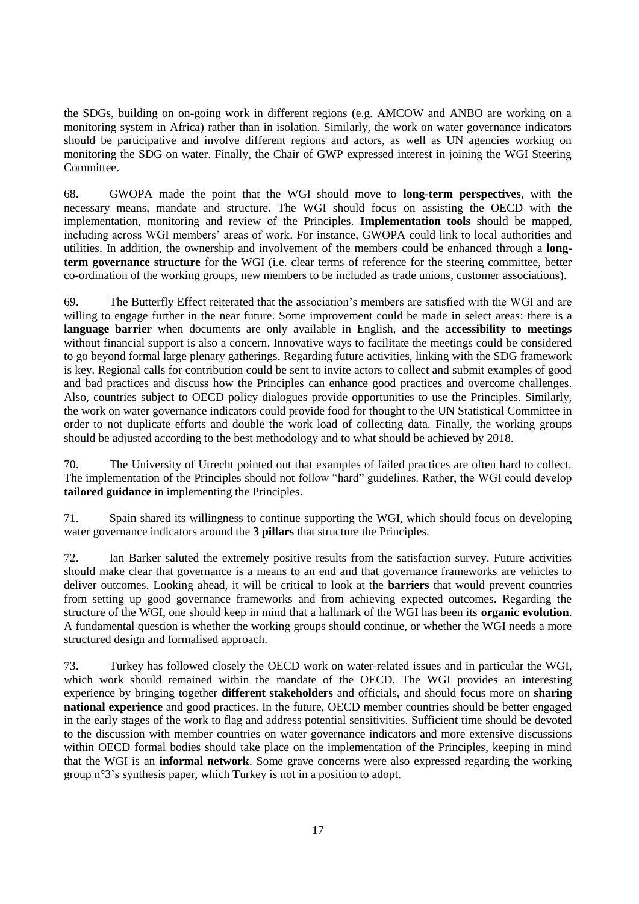the SDGs, building on on-going work in different regions (e.g. AMCOW and ANBO are working on a monitoring system in Africa) rather than in isolation. Similarly, the work on water governance indicators should be participative and involve different regions and actors, as well as UN agencies working on monitoring the SDG on water. Finally, the Chair of GWP expressed interest in joining the WGI Steering Committee.

68. GWOPA made the point that the WGI should move to **long-term perspectives**, with the necessary means, mandate and structure. The WGI should focus on assisting the OECD with the implementation, monitoring and review of the Principles. **Implementation tools** should be mapped, including across WGI members' areas of work. For instance, GWOPA could link to local authorities and utilities. In addition, the ownership and involvement of the members could be enhanced through a **long-term governance structure** for the WGI (i.e. clear terms of reference for the steering committee, better co-ordination of the working groups, new members to be included as trade unions, customer associations).

69. The Butterfly Effect reiterated that the association's members are satisfied with the WGI and are willing to engage further in the near future. Some improvement could be made in select areas: there is a **language barrier** when documents are only available in English, and the **accessibility to meetings** without financial support is also a concern. Innovative ways to facilitate the meetings could be considered to go beyond formal large plenary gatherings. Regarding future activities, linking with the SDG framework is key. Regional calls for contribution could be sent to invite actors to collect and submit examples of good and bad practices and discuss how the Principles can enhance good practices and overcome challenges. Also, countries subject to OECD policy dialogues provide opportunities to use the Principles. Similarly, the work on water governance indicators could provide food for thought to the UN Statistical Committee in order to not duplicate efforts and double the work load of collecting data. Finally, the working groups should be adjusted according to the best methodology and to what should be achieved by 2018.

70. The University of Utrecht pointed out that examples of failed practices are often hard to collect. The implementation of the Principles should not follow "hard" guidelines. Rather, the WGI could develop **tailored guidance** in implementing the Principles.

71. Spain shared its willingness to continue supporting the WGI, which should focus on developing water governance indicators around the **3 pillars** that structure the Principles.

72. Ian Barker saluted the extremely positive results from the satisfaction survey. Future activities should make clear that governance is a means to an end and that governance frameworks are vehicles to deliver outcomes. Looking ahead, it will be critical to look at the **barriers** that would prevent countries from setting up good governance frameworks and from achieving expected outcomes. Regarding the structure of the WGI, one should keep in mind that a hallmark of the WGI has been its **organic evolution**. A fundamental question is whether the working groups should continue, or whether the WGI needs a more structured design and formalised approach.

73. Turkey has followed closely the OECD work on water-related issues and in particular the WGI, which work should remained within the mandate of the OECD. The WGI provides an interesting experience by bringing together **different stakeholders** and officials, and should focus more on **sharing national experience** and good practices. In the future, OECD member countries should be better engaged in the early stages of the work to flag and address potential sensitivities. Sufficient time should be devoted to the discussion with member countries on water governance indicators and more extensive discussions within OECD formal bodies should take place on the implementation of the Principles, keeping in mind that the WGI is an **informal network**. Some grave concerns were also expressed regarding the working group n°3's synthesis paper, which Turkey is not in a position to adopt.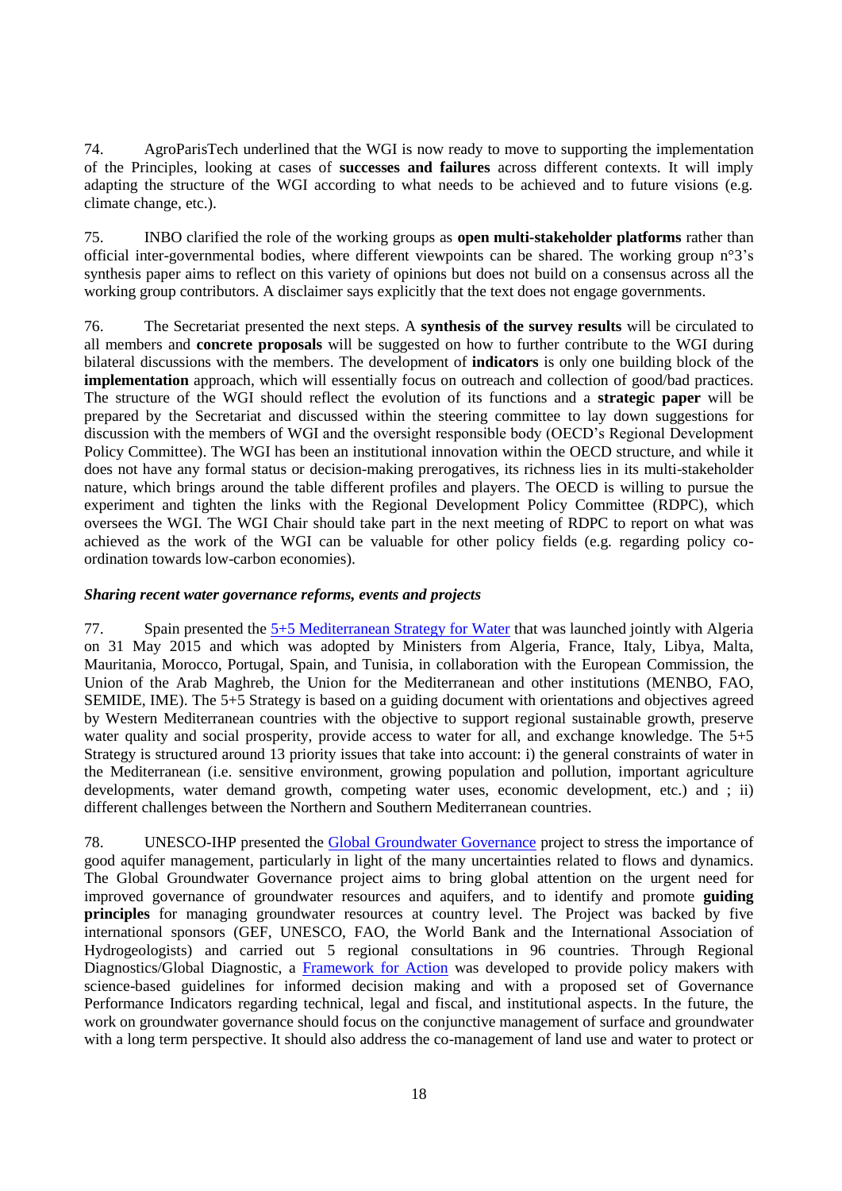74. AgroParisTech underlined that the WGI is now ready to move to supporting the implementation of the Principles, looking at cases of **successes and failures** across different contexts. It will imply adapting the structure of the WGI according to what needs to be achieved and to future visions (e.g. climate change, etc.).

75. INBO clarified the role of the working groups as **open multi-stakeholder platforms** rather than official inter-governmental bodies, where different viewpoints can be shared. The working group n°3's synthesis paper aims to reflect on this variety of opinions but does not build on a consensus across all the working group contributors. A disclaimer says explicitly that the text does not engage governments.

76. The Secretariat presented the next steps. A **synthesis of the survey results** will be circulated to all members and **concrete proposals** will be suggested on how to further contribute to the WGI during bilateral discussions with the members. The development of **indicators** is only one building block of the **implementation** approach, which will essentially focus on outreach and collection of good/bad practices. The structure of the WGI should reflect the evolution of its functions and a **strategic paper** will be prepared by the Secretariat and discussed within the steering committee to lay down suggestions for discussion with the members of WGI and the oversight responsible body (OECD's Regional Development Policy Committee). The WGI has been an institutional innovation within the OECD structure, and while it does not have any formal status or decision-making prerogatives, its richness lies in its multi-stakeholder nature, which brings around the table different profiles and players. The OECD is willing to pursue the experiment and tighten the links with the Regional Development Policy Committee (RDPC), which oversees the WGI. The WGI Chair should take part in the next meeting of RDPC to report on what was achieved as the work of the WGI can be valuable for other policy fields (e.g. regarding policy co-ordination towards low-carbon economies).

### *Sharing recent water governance reforms, events and projects*

77. Spain presented the 5+5 Mediterranean Strategy for Water that was launched jointly with Algeria on 31 May 2015 and which was adopted by Ministers from Algeria, France, Italy, Libya, Malta, Mauritania, Morocco, Portugal, Spain, and Tunisia, in collaboration with the European Commission, the Union of the Arab Maghreb, the Union for the Mediterranean and other institutions (MENBO, FAO, SEMIDE, IME). The 5+5 Strategy is based on a guiding document with orientations and objectives agreed by Western Mediterranean countries with the objective to support regional sustainable growth, preserve water quality and social prosperity, provide access to water for all, and exchange knowledge. The 5+5 Strategy is structured around 13 priority issues that take into account: i) the general constraints of water in the Mediterranean (i.e. sensitive environment, growing population and pollution, important agriculture developments, water demand growth, competing water uses, economic development, etc.) and ; ii) different challenges between the Northern and Southern Mediterranean countries.

78. UNESCO-IHP presented the Global Groundwater Governance project to stress the importance of good aquifer management, particularly in light of the many uncertainties related to flows and dynamics. The Global Groundwater Governance project aims to bring global attention on the urgent need for improved governance of groundwater resources and aquifers, and to identify and promote **guiding principles** for managing groundwater resources at country level. The Project was backed by five international sponsors (GEF, UNESCO, FAO, the World Bank and the International Association of Hydrogeologists) and carried out 5 regional consultations in 96 countries. Through Regional Diagnostics/Global Diagnostic, a Framework for Action was developed to provide policy makers with science-based guidelines for informed decision making and with a proposed set of Governance Performance Indicators regarding technical, legal and fiscal, and institutional aspects. In the future, the work on groundwater governance should focus on the conjunctive management of surface and groundwater with a long term perspective. It should also address the co-management of land use and water to protect or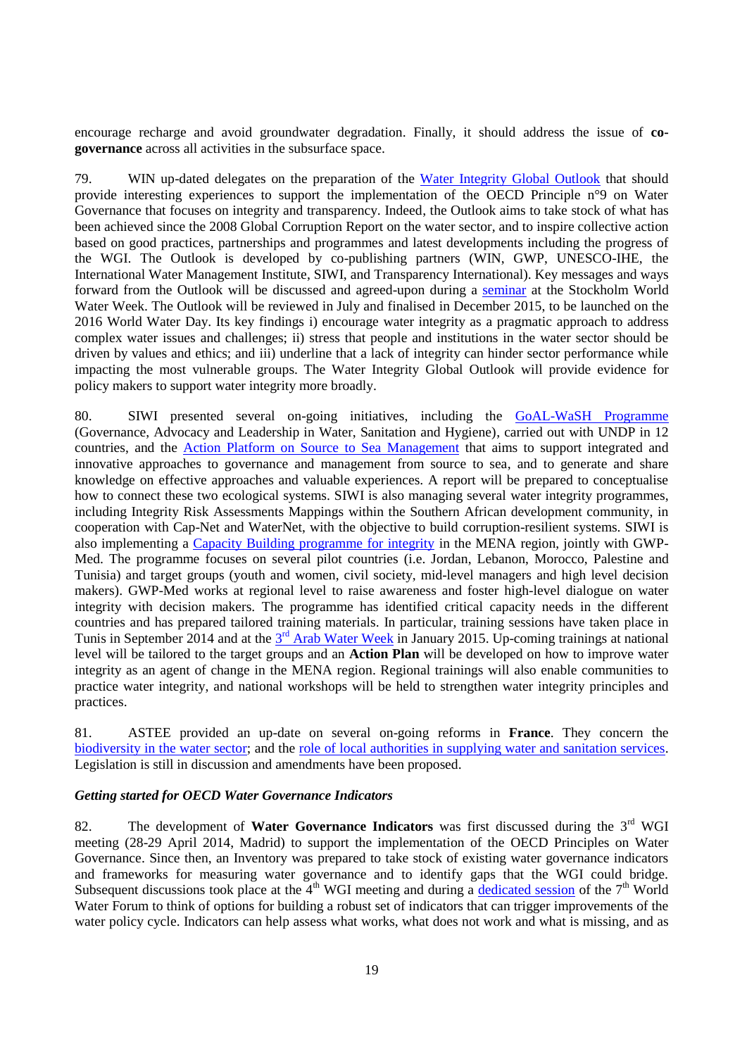encourage recharge and avoid groundwater degradation. Finally, it should address the issue of **co-governance** across all activities in the subsurface space.

79. WIN up-dated delegates on the preparation of the Water Integrity Global Outlook that should provide interesting experiences to support the implementation of the OECD Principle n°9 on Water Governance that focuses on integrity and transparency. Indeed, the Outlook aims to take stock of what has been achieved since the 2008 Global Corruption Report on the water sector, and to inspire collective action based on good practices, partnerships and programmes and latest developments including the progress of the WGI. The Outlook is developed by co-publishing partners (WIN, GWP, UNESCO-IHE, the International Water Management Institute, SIWI, and Transparency International). Key messages and ways forward from the Outlook will be discussed and agreed-upon during a seminar at the Stockholm World Water Week. The Outlook will be reviewed in July and finalised in December 2015, to be launched on the 2016 World Water Day. Its key findings i) encourage water integrity as a pragmatic approach to address complex water issues and challenges; ii) stress that people and institutions in the water sector should be driven by values and ethics; and iii) underline that a lack of integrity can hinder sector performance while impacting the most vulnerable groups. The Water Integrity Global Outlook will provide evidence for policy makers to support water integrity more broadly.

80. SIWI presented several on-going initiatives, including the GoAL-WaSH Programme (Governance, Advocacy and Leadership in Water, Sanitation and Hygiene), carried out with UNDP in 12 countries, and the Action Platform on Source to Sea Management that aims to support integrated and innovative approaches to governance and management from source to sea, and to generate and share knowledge on effective approaches and valuable experiences. A report will be prepared to conceptualise how to connect these two ecological systems. SIWI is also managing several water integrity programmes, including Integrity Risk Assessments Mappings within the Southern African development community, in cooperation with Cap-Net and WaterNet, with the objective to build corruption-resilient systems. SIWI is also implementing a Capacity Building programme for integrity in the MENA region, jointly with GWP-Med. The programme focuses on several pilot countries (i.e. Jordan, Lebanon, Morocco, Palestine and Tunisia) and target groups (youth and women, civil society, mid-level managers and high level decision makers). GWP-Med works at regional level to raise awareness and foster high-level dialogue on water integrity with decision makers. The programme has identified critical capacity needs in the different countries and has prepared tailored training materials. In particular, training sessions have taken place in Tunis in September 2014 and at the 3rd Arab Water Week in January 2015. Up-coming trainings at national level will be tailored to the target groups and an **Action Plan** will be developed on how to improve water integrity as an agent of change in the MENA region. Regional trainings will also enable communities to practice water integrity, and national workshops will be held to strengthen water integrity principles and practices.

81. ASTEE provided an up-date on several on-going reforms in **France**. They concern the biodiversity in the water sector; and the role of local authorities in supplying water and sanitation services. Legislation is still in discussion and amendments have been proposed.

***Getting started for OECD Water Governance Indicators***

82. The development of **Water Governance Indicators** was first discussed during the 3rd WGI meeting (28-29 April 2014, Madrid) to support the implementation of the OECD Principles on Water Governance. Since then, an Inventory was prepared to take stock of existing water governance indicators and frameworks for measuring water governance and to identify gaps that the WGI could bridge. Subsequent discussions took place at the 4th WGI meeting and during a dedicated session of the 7th World Water Forum to think of options for building a robust set of indicators that can trigger improvements of the water policy cycle. Indicators can help assess what works, what does not work and what is missing, and as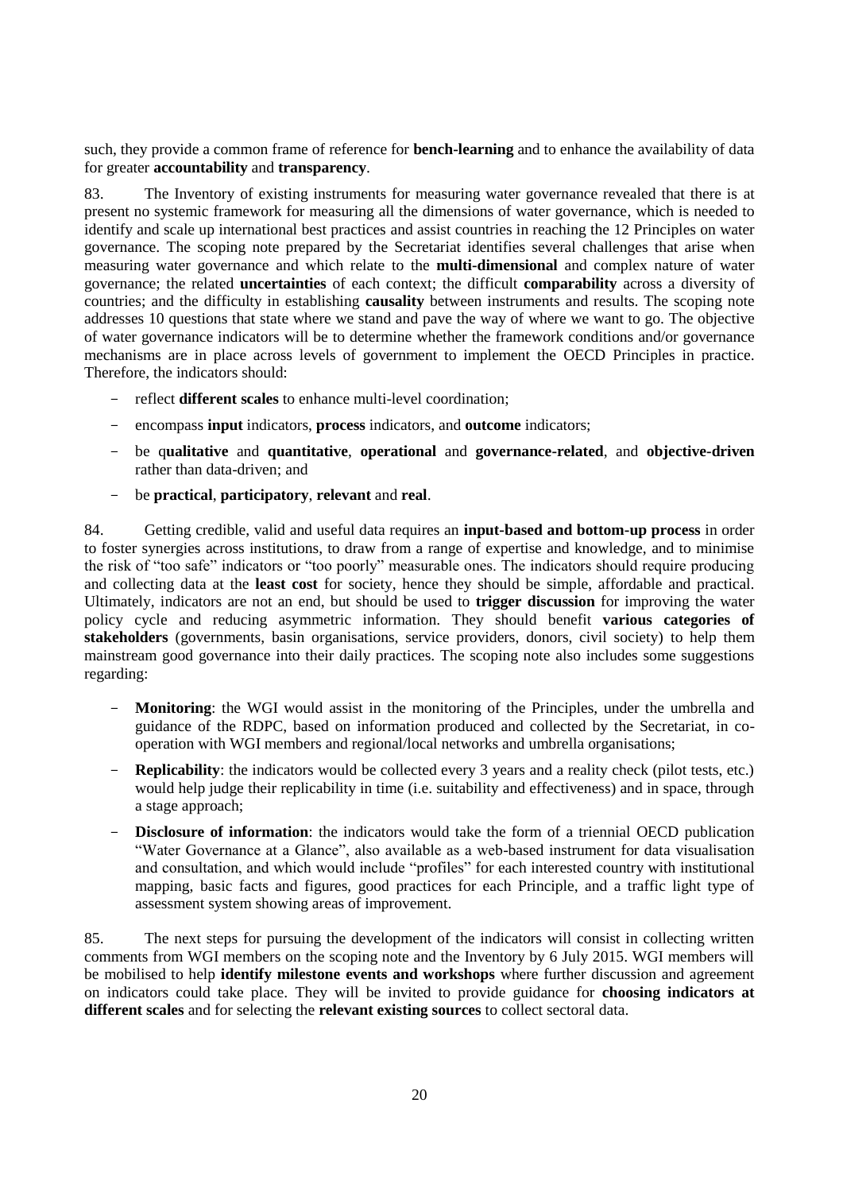such, they provide a common frame of reference for **bench-learning** and to enhance the availability of data for greater **accountability** and **transparency**.

83. The Inventory of existing instruments for measuring water governance revealed that there is at present no systemic framework for measuring all the dimensions of water governance, which is needed to identify and scale up international best practices and assist countries in reaching the 12 Principles on water governance. The scoping note prepared by the Secretariat identifies several challenges that arise when measuring water governance and which relate to the **multi-dimensional** and complex nature of water governance; the related **uncertainties** of each context; the difficult **comparability** across a diversity of countries; and the difficulty in establishing **causality** between instruments and results. The scoping note addresses 10 questions that state where we stand and pave the way of where we want to go. The objective of water governance indicators will be to determine whether the framework conditions and/or governance mechanisms are in place across levels of government to implement the OECD Principles in practice. Therefore, the indicators should:

- reflect **different scales** to enhance multi-level coordination;
- encompass **input** indicators, **process** indicators, and **outcome** indicators;
- be q**ualitative** and **quantitative**, **operational** and **governance-related**, and **objective-driven** rather than data-driven; and
- be **practical**, **participatory**, **relevant** and **real**.

84. Getting credible, valid and useful data requires an **input-based and bottom-up process** in order to foster synergies across institutions, to draw from a range of expertise and knowledge, and to minimise the risk of "too safe" indicators or "too poorly" measurable ones. The indicators should require producing and collecting data at the **least cost** for society, hence they should be simple, affordable and practical. Ultimately, indicators are not an end, but should be used to **trigger discussion** for improving the water policy cycle and reducing asymmetric information. They should benefit **various categories of stakeholders** (governments, basin organisations, service providers, donors, civil society) to help them mainstream good governance into their daily practices. The scoping note also includes some suggestions regarding:

- **Monitoring**: the WGI would assist in the monitoring of the Principles, under the umbrella and guidance of the RDPC, based on information produced and collected by the Secretariat, in co-operation with WGI members and regional/local networks and umbrella organisations;
- **Replicability**: the indicators would be collected every 3 years and a reality check (pilot tests, etc.) would help judge their replicability in time (i.e. suitability and effectiveness) and in space, through a stage approach;
- **Disclosure of information**: the indicators would take the form of a triennial OECD publication "Water Governance at a Glance", also available as a web-based instrument for data visualisation and consultation, and which would include "profiles" for each interested country with institutional mapping, basic facts and figures, good practices for each Principle, and a traffic light type of assessment system showing areas of improvement.

85. The next steps for pursuing the development of the indicators will consist in collecting written comments from WGI members on the scoping note and the Inventory by 6 July 2015. WGI members will be mobilised to help **identify milestone events and workshops** where further discussion and agreement on indicators could take place. They will be invited to provide guidance for **choosing indicators at different scales** and for selecting the **relevant existing sources** to collect sectoral data.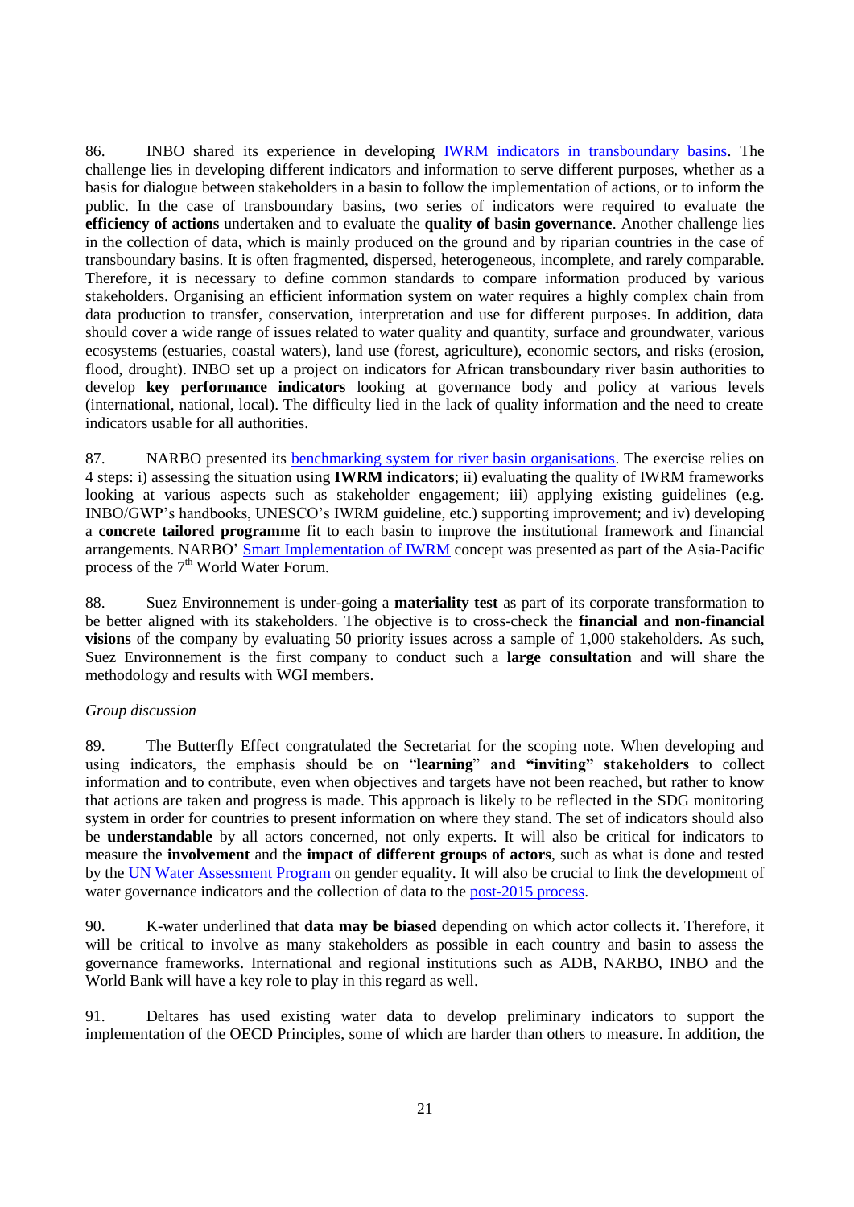86. INBO shared its experience in developing IWRM indicators in transboundary basins. The challenge lies in developing different indicators and information to serve different purposes, whether as a basis for dialogue between stakeholders in a basin to follow the implementation of actions, or to inform the public. In the case of transboundary basins, two series of indicators were required to evaluate the **efficiency of actions** undertaken and to evaluate the **quality of basin governance**. Another challenge lies in the collection of data, which is mainly produced on the ground and by riparian countries in the case of transboundary basins. It is often fragmented, dispersed, heterogeneous, incomplete, and rarely comparable. Therefore, it is necessary to define common standards to compare information produced by various stakeholders. Organising an efficient information system on water requires a highly complex chain from data production to transfer, conservation, interpretation and use for different purposes. In addition, data should cover a wide range of issues related to water quality and quantity, surface and groundwater, various ecosystems (estuaries, coastal waters), land use (forest, agriculture), economic sectors, and risks (erosion, flood, drought). INBO set up a project on indicators for African transboundary river basin authorities to develop **key performance indicators** looking at governance body and policy at various levels (international, national, local). The difficulty lied in the lack of quality information and the need to create indicators usable for all authorities.

87. NARBO presented its benchmarking system for river basin organisations. The exercise relies on 4 steps: i) assessing the situation using **IWRM indicators**; ii) evaluating the quality of IWRM frameworks looking at various aspects such as stakeholder engagement; iii) applying existing guidelines (e.g. INBO/GWP's handbooks, UNESCO's IWRM guideline, etc.) supporting improvement; and iv) developing a **concrete tailored programme** fit to each basin to improve the institutional framework and financial arrangements. NARBO' Smart Implementation of IWRM concept was presented as part of the Asia-Pacific process of the 7th World Water Forum.

88. Suez Environnement is under-going a **materiality test** as part of its corporate transformation to be better aligned with its stakeholders. The objective is to cross-check the **financial and non-financial visions** of the company by evaluating 50 priority issues across a sample of 1,000 stakeholders. As such, Suez Environnement is the first company to conduct such a **large consultation** and will share the methodology and results with WGI members.

*Group discussion*

89. The Butterfly Effect congratulated the Secretariat for the scoping note. When developing and using indicators, the emphasis should be on "**learning**" **and "inviting" stakeholders** to collect information and to contribute, even when objectives and targets have not been reached, but rather to know that actions are taken and progress is made. This approach is likely to be reflected in the SDG monitoring system in order for countries to present information on where they stand. The set of indicators should also be **understandable** by all actors concerned, not only experts. It will also be critical for indicators to measure the **involvement** and the **impact of different groups of actors**, such as what is done and tested by the UN Water Assessment Program on gender equality. It will also be crucial to link the development of water governance indicators and the collection of data to the post-2015 process.

90. K-water underlined that **data may be biased** depending on which actor collects it. Therefore, it will be critical to involve as many stakeholders as possible in each country and basin to assess the governance frameworks. International and regional institutions such as ADB, NARBO, INBO and the World Bank will have a key role to play in this regard as well.

91. Deltares has used existing water data to develop preliminary indicators to support the implementation of the OECD Principles, some of which are harder than others to measure. In addition, the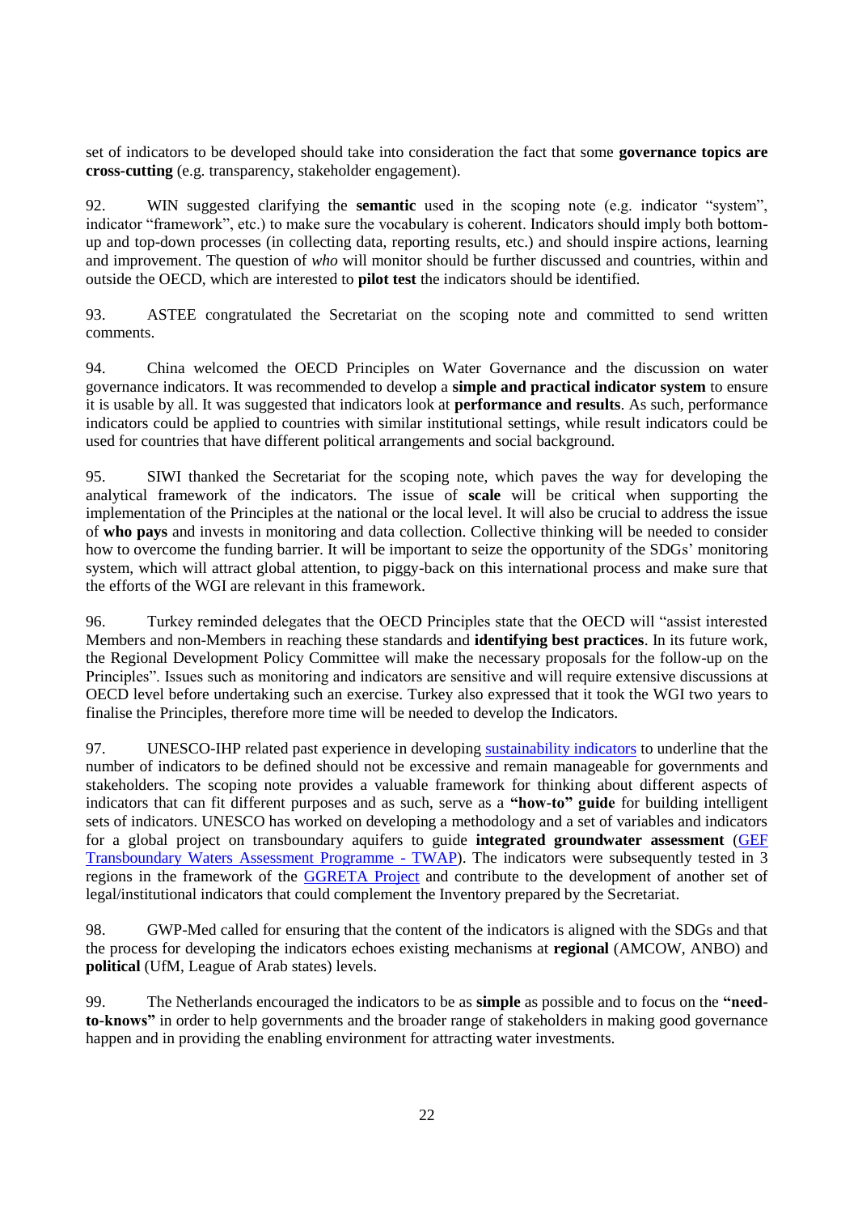set of indicators to be developed should take into consideration the fact that some **governance topics are cross-cutting** (e.g. transparency, stakeholder engagement).

92. WIN suggested clarifying the **semantic** used in the scoping note (e.g. indicator "system", indicator "framework", etc.) to make sure the vocabulary is coherent. Indicators should imply both bottom-up and top-down processes (in collecting data, reporting results, etc.) and should inspire actions, learning and improvement. The question of *who* will monitor should be further discussed and countries, within and outside the OECD, which are interested to **pilot test** the indicators should be identified.

93. ASTEE congratulated the Secretariat on the scoping note and committed to send written comments.

94. China welcomed the OECD Principles on Water Governance and the discussion on water governance indicators. It was recommended to develop a **simple and practical indicator system** to ensure it is usable by all. It was suggested that indicators look at **performance and results**. As such, performance indicators could be applied to countries with similar institutional settings, while result indicators could be used for countries that have different political arrangements and social background.

95. SIWI thanked the Secretariat for the scoping note, which paves the way for developing the analytical framework of the indicators. The issue of **scale** will be critical when supporting the implementation of the Principles at the national or the local level. It will also be crucial to address the issue of **who pays** and invests in monitoring and data collection. Collective thinking will be needed to consider how to overcome the funding barrier. It will be important to seize the opportunity of the SDGs' monitoring system, which will attract global attention, to piggy-back on this international process and make sure that the efforts of the WGI are relevant in this framework.

96. Turkey reminded delegates that the OECD Principles state that the OECD will "assist interested Members and non-Members in reaching these standards and **identifying best practices**. In its future work, the Regional Development Policy Committee will make the necessary proposals for the follow-up on the Principles". Issues such as monitoring and indicators are sensitive and will require extensive discussions at OECD level before undertaking such an exercise. Turkey also expressed that it took the WGI two years to finalise the Principles, therefore more time will be needed to develop the Indicators.

97. UNESCO-IHP related past experience in developing sustainability indicators to underline that the number of indicators to be defined should not be excessive and remain manageable for governments and stakeholders. The scoping note provides a valuable framework for thinking about different aspects of indicators that can fit different purposes and as such, serve as a **"how-to" guide** for building intelligent sets of indicators. UNESCO has worked on developing a methodology and a set of variables and indicators for a global project on transboundary aquifers to guide **integrated groundwater assessment** (GEF Transboundary Waters Assessment Programme - TWAP). The indicators were subsequently tested in 3 regions in the framework of the GGRETA Project and contribute to the development of another set of legal/institutional indicators that could complement the Inventory prepared by the Secretariat.

98. GWP-Med called for ensuring that the content of the indicators is aligned with the SDGs and that the process for developing the indicators echoes existing mechanisms at **regional** (AMCOW, ANBO) and **political** (UfM, League of Arab states) levels.

99. The Netherlands encouraged the indicators to be as **simple** as possible and to focus on the **"need-to-knows"** in order to help governments and the broader range of stakeholders in making good governance happen and in providing the enabling environment for attracting water investments.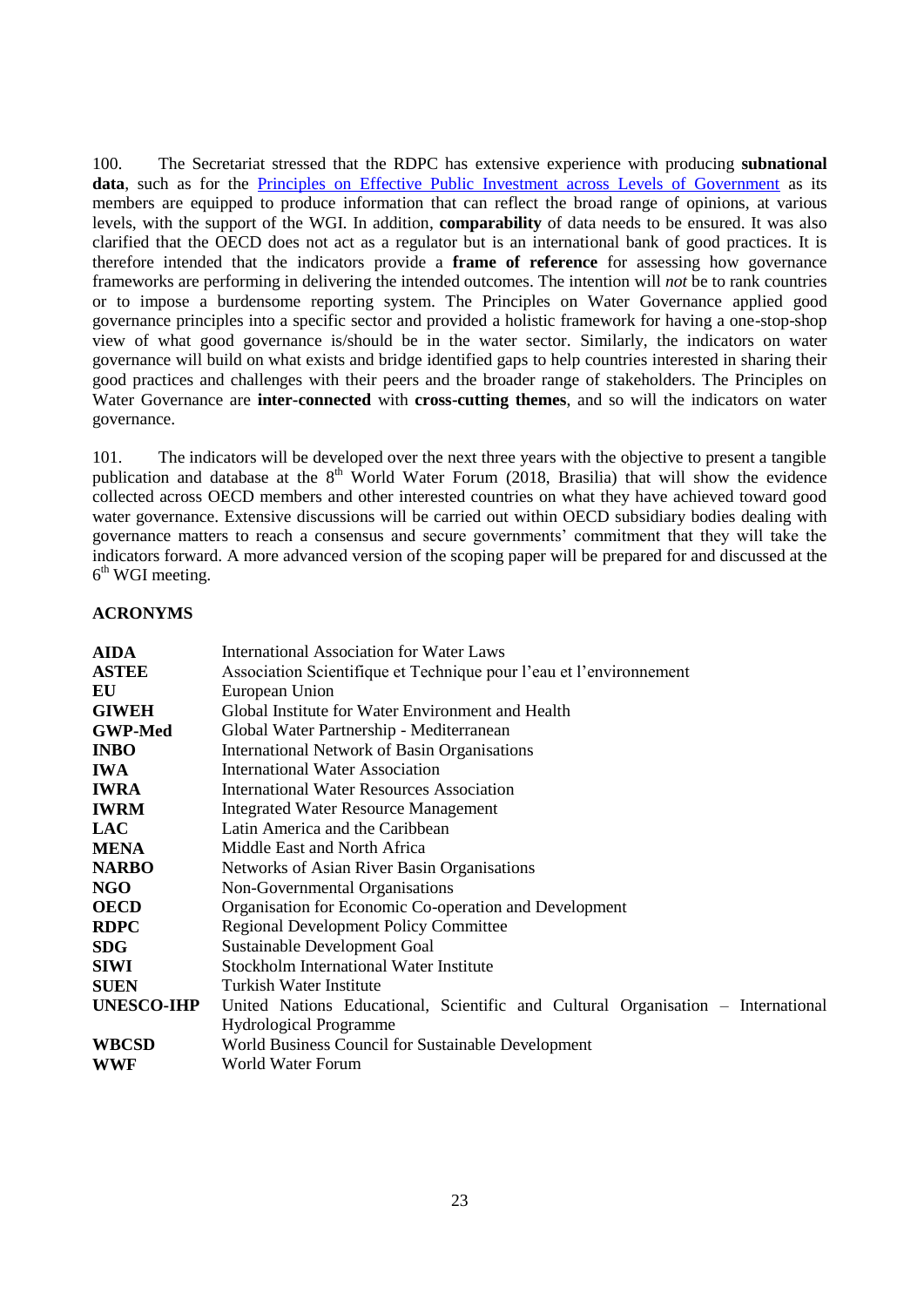100. The Secretariat stressed that the RDPC has extensive experience with producing **subnational data**, such as for the Principles on Effective Public Investment across Levels of Government as its members are equipped to produce information that can reflect the broad range of opinions, at various levels, with the support of the WGI. In addition, **comparability** of data needs to be ensured. It was also clarified that the OECD does not act as a regulator but is an international bank of good practices. It is therefore intended that the indicators provide a **frame of reference** for assessing how governance frameworks are performing in delivering the intended outcomes. The intention will *not* be to rank countries or to impose a burdensome reporting system. The Principles on Water Governance applied good governance principles into a specific sector and provided a holistic framework for having a one-stop-shop view of what good governance is/should be in the water sector. Similarly, the indicators on water governance will build on what exists and bridge identified gaps to help countries interested in sharing their good practices and challenges with their peers and the broader range of stakeholders. The Principles on Water Governance are **inter-connected** with **cross-cutting themes**, and so will the indicators on water governance.

101. The indicators will be developed over the next three years with the objective to present a tangible publication and database at the 8th World Water Forum (2018, Brasilia) that will show the evidence collected across OECD members and other interested countries on what they have achieved toward good water governance. Extensive discussions will be carried out within OECD subsidiary bodies dealing with governance matters to reach a consensus and secure governments' commitment that they will take the indicators forward. A more advanced version of the scoping paper will be prepared for and discussed at the 6th WGI meeting.

## ACRONYMS

| | |
|---|---|
| **AIDA** | International Association for Water Laws |
| **ASTEE** | Association Scientifique et Technique pour l'eau et l'environnement |
| **EU** | European Union |
| **GIWEH** | Global Institute for Water Environment and Health |
| **GWP-Med** | Global Water Partnership - Mediterranean |
| **INBO** | International Network of Basin Organisations |
| **IWA** | International Water Association |
| **IWRA** | International Water Resources Association |
| **IWRM** | Integrated Water Resource Management |
| **LAC** | Latin America and the Caribbean |
| **MENA** | Middle East and North Africa |
| **NARBO** | Networks of Asian River Basin Organisations |
| **NGO** | Non-Governmental Organisations |
| **OECD** | Organisation for Economic Co-operation and Development |
| **RDPC** | Regional Development Policy Committee |
| **SDG** | Sustainable Development Goal |
| **SIWI** | Stockholm International Water Institute |
| **SUEN** | Turkish Water Institute |
| **UNESCO-IHP** | United Nations Educational, Scientific and Cultural Organisation – International Hydrological Programme |
| **WBCSD** | World Business Council for Sustainable Development |
| **WWF** | World Water Forum |